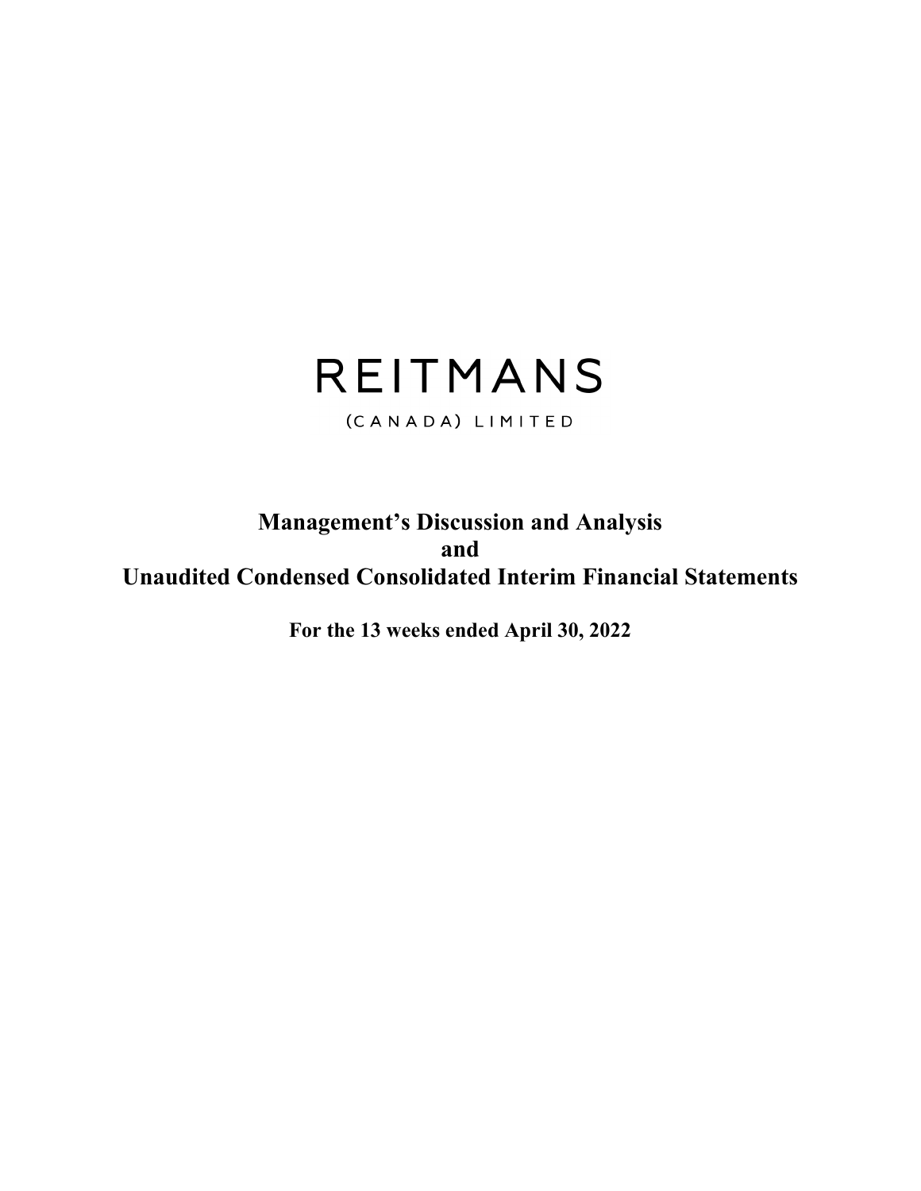# REITMANS

(CANADA) LIMITED

## Management's Discussion and Analysis
## and
## Unaudited Condensed Consolidated Interim Financial Statements

**For the 13 weeks ended April 30, 2022**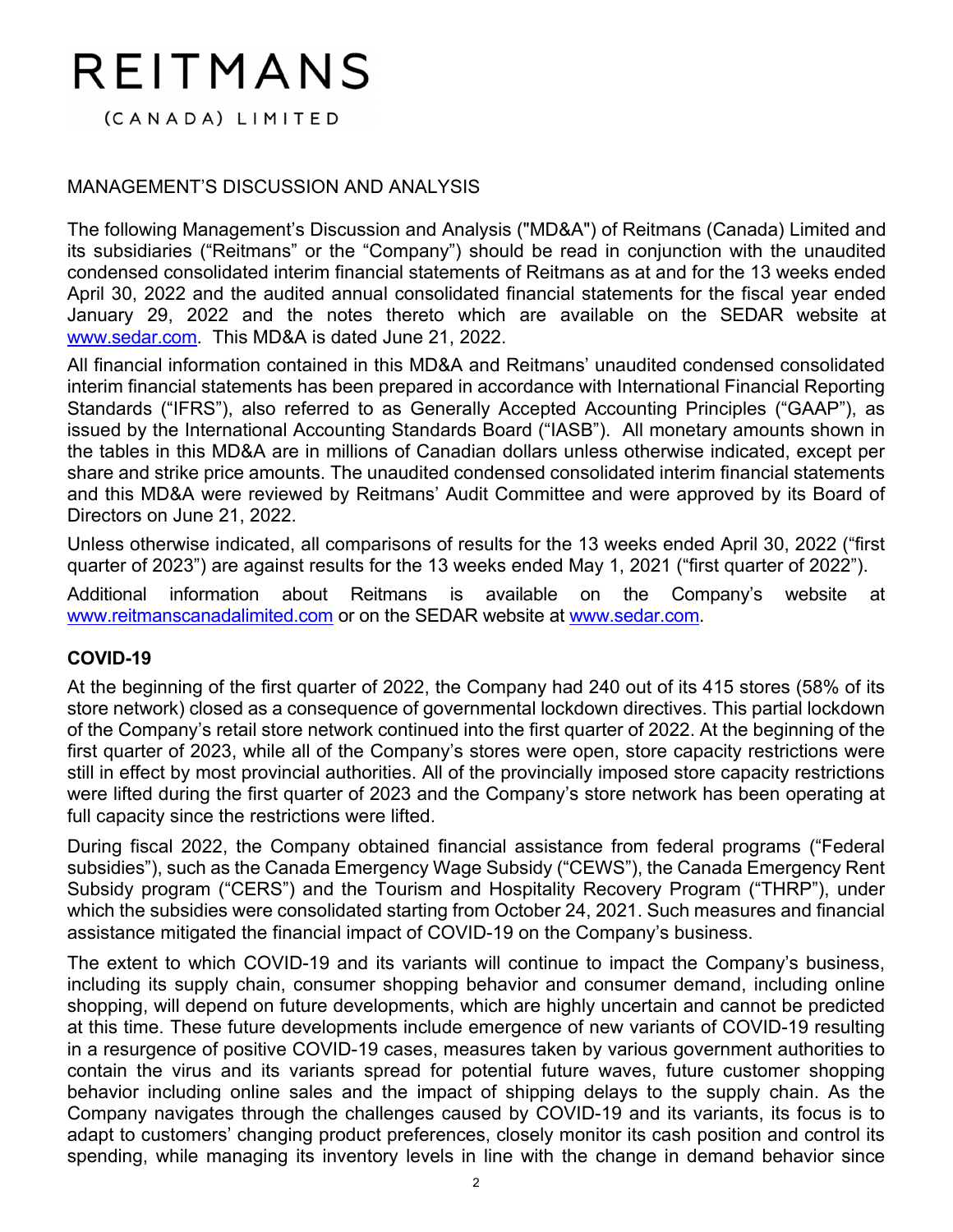# REITMANS

(CANADA) LIMITED

MANAGEMENT'S DISCUSSION AND ANALYSIS

The following Management's Discussion and Analysis ("MD&A") of Reitmans (Canada) Limited and its subsidiaries ("Reitmans" or the "Company") should be read in conjunction with the unaudited condensed consolidated interim financial statements of Reitmans as at and for the 13 weeks ended April 30, 2022 and the audited annual consolidated financial statements for the fiscal year ended January 29, 2022 and the notes thereto which are available on the SEDAR website at www.sedar.com. This MD&A is dated June 21, 2022.

All financial information contained in this MD&A and Reitmans' unaudited condensed consolidated interim financial statements has been prepared in accordance with International Financial Reporting Standards ("IFRS"), also referred to as Generally Accepted Accounting Principles ("GAAP"), as issued by the International Accounting Standards Board ("IASB"). All monetary amounts shown in the tables in this MD&A are in millions of Canadian dollars unless otherwise indicated, except per share and strike price amounts. The unaudited condensed consolidated interim financial statements and this MD&A were reviewed by Reitmans' Audit Committee and were approved by its Board of Directors on June 21, 2022.

Unless otherwise indicated, all comparisons of results for the 13 weeks ended April 30, 2022 ("first quarter of 2023") are against results for the 13 weeks ended May 1, 2021 ("first quarter of 2022").

Additional information about Reitmans is available on the Company's website at www.reitmanscanadalimited.com or on the SEDAR website at www.sedar.com.

## COVID-19

At the beginning of the first quarter of 2022, the Company had 240 out of its 415 stores (58% of its store network) closed as a consequence of governmental lockdown directives. This partial lockdown of the Company's retail store network continued into the first quarter of 2022. At the beginning of the first quarter of 2023, while all of the Company's stores were open, store capacity restrictions were still in effect by most provincial authorities. All of the provincially imposed store capacity restrictions were lifted during the first quarter of 2023 and the Company's store network has been operating at full capacity since the restrictions were lifted.

During fiscal 2022, the Company obtained financial assistance from federal programs ("Federal subsidies"), such as the Canada Emergency Wage Subsidy ("CEWS"), the Canada Emergency Rent Subsidy program ("CERS") and the Tourism and Hospitality Recovery Program ("THRP"), under which the subsidies were consolidated starting from October 24, 2021. Such measures and financial assistance mitigated the financial impact of COVID-19 on the Company's business.

The extent to which COVID-19 and its variants will continue to impact the Company's business, including its supply chain, consumer shopping behavior and consumer demand, including online shopping, will depend on future developments, which are highly uncertain and cannot be predicted at this time. These future developments include emergence of new variants of COVID-19 resulting in a resurgence of positive COVID-19 cases, measures taken by various government authorities to contain the virus and its variants spread for potential future waves, future customer shopping behavior including online sales and the impact of shipping delays to the supply chain. As the Company navigates through the challenges caused by COVID-19 and its variants, its focus is to adapt to customers' changing product preferences, closely monitor its cash position and control its spending, while managing its inventory levels in line with the change in demand behavior since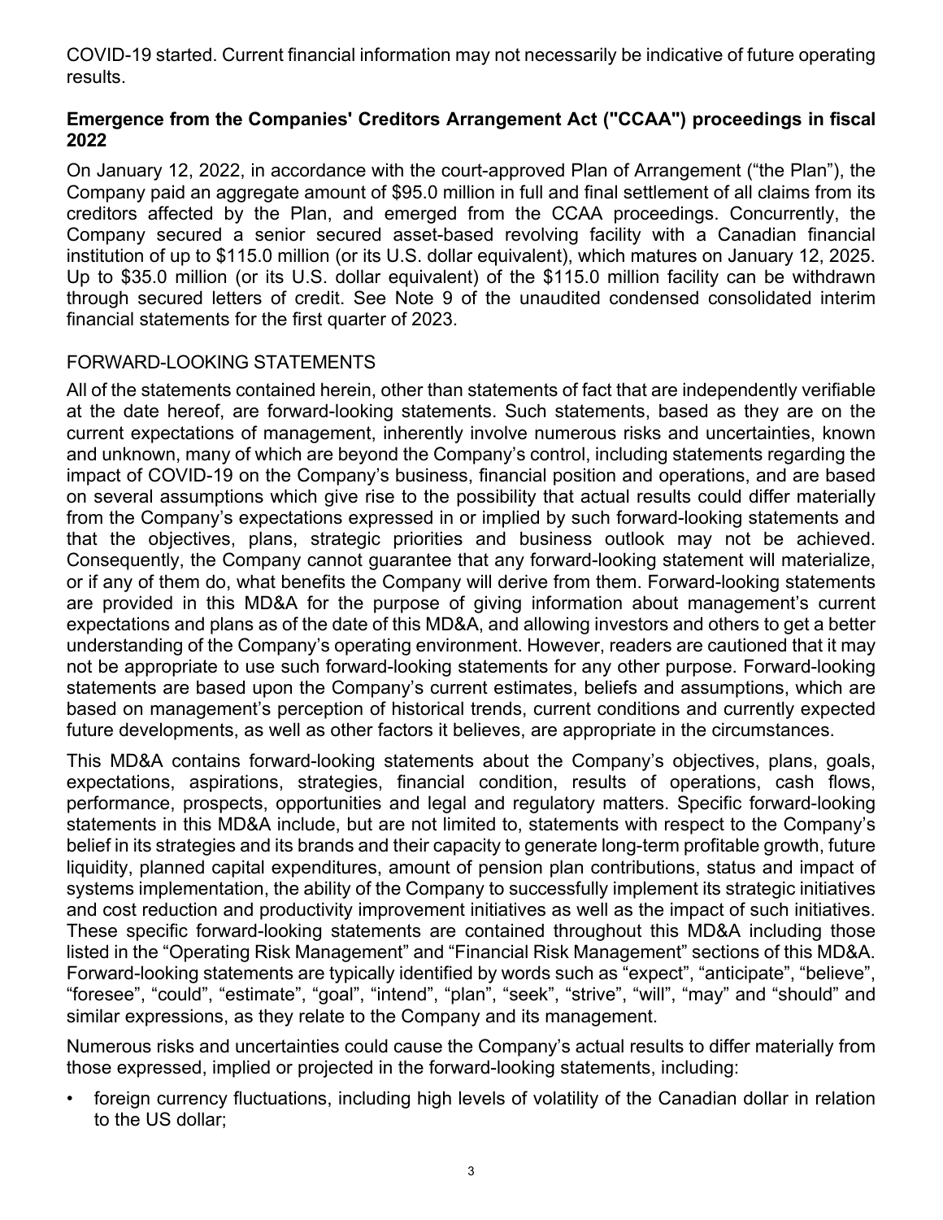COVID-19 started. Current financial information may not necessarily be indicative of future operating results.

**Emergence from the Companies' Creditors Arrangement Act ("CCAA") proceedings in fiscal 2022**

On January 12, 2022, in accordance with the court-approved Plan of Arrangement (“the Plan”), the Company paid an aggregate amount of $95.0 million in full and final settlement of all claims from its creditors affected by the Plan, and emerged from the CCAA proceedings. Concurrently, the Company secured a senior secured asset-based revolving facility with a Canadian financial institution of up to $115.0 million (or its U.S. dollar equivalent), which matures on January 12, 2025. Up to $35.0 million (or its U.S. dollar equivalent) of the $115.0 million facility can be withdrawn through secured letters of credit. See Note 9 of the unaudited condensed consolidated interim financial statements for the first quarter of 2023.

FORWARD-LOOKING STATEMENTS

All of the statements contained herein, other than statements of fact that are independently verifiable at the date hereof, are forward-looking statements. Such statements, based as they are on the current expectations of management, inherently involve numerous risks and uncertainties, known and unknown, many of which are beyond the Company’s control, including statements regarding the impact of COVID-19 on the Company’s business, financial position and operations, and are based on several assumptions which give rise to the possibility that actual results could differ materially from the Company’s expectations expressed in or implied by such forward-looking statements and that the objectives, plans, strategic priorities and business outlook may not be achieved. Consequently, the Company cannot guarantee that any forward-looking statement will materialize, or if any of them do, what benefits the Company will derive from them. Forward-looking statements are provided in this MD&A for the purpose of giving information about management’s current expectations and plans as of the date of this MD&A, and allowing investors and others to get a better understanding of the Company’s operating environment. However, readers are cautioned that it may not be appropriate to use such forward-looking statements for any other purpose. Forward-looking statements are based upon the Company’s current estimates, beliefs and assumptions, which are based on management’s perception of historical trends, current conditions and currently expected future developments, as well as other factors it believes, are appropriate in the circumstances.

This MD&A contains forward-looking statements about the Company’s objectives, plans, goals, expectations, aspirations, strategies, financial condition, results of operations, cash flows, performance, prospects, opportunities and legal and regulatory matters. Specific forward-looking statements in this MD&A include, but are not limited to, statements with respect to the Company’s belief in its strategies and its brands and their capacity to generate long-term profitable growth, future liquidity, planned capital expenditures, amount of pension plan contributions, status and impact of systems implementation, the ability of the Company to successfully implement its strategic initiatives and cost reduction and productivity improvement initiatives as well as the impact of such initiatives. These specific forward-looking statements are contained throughout this MD&A including those listed in the “Operating Risk Management” and “Financial Risk Management” sections of this MD&A. Forward-looking statements are typically identified by words such as “expect”, “anticipate”, “believe”, “foresee”, “could”, “estimate”, “goal”, “intend”, “plan”, “seek”, “strive”, “will”, “may” and “should” and similar expressions, as they relate to the Company and its management.

Numerous risks and uncertainties could cause the Company’s actual results to differ materially from those expressed, implied or projected in the forward-looking statements, including:

- foreign currency fluctuations, including high levels of volatility of the Canadian dollar in relation to the US dollar;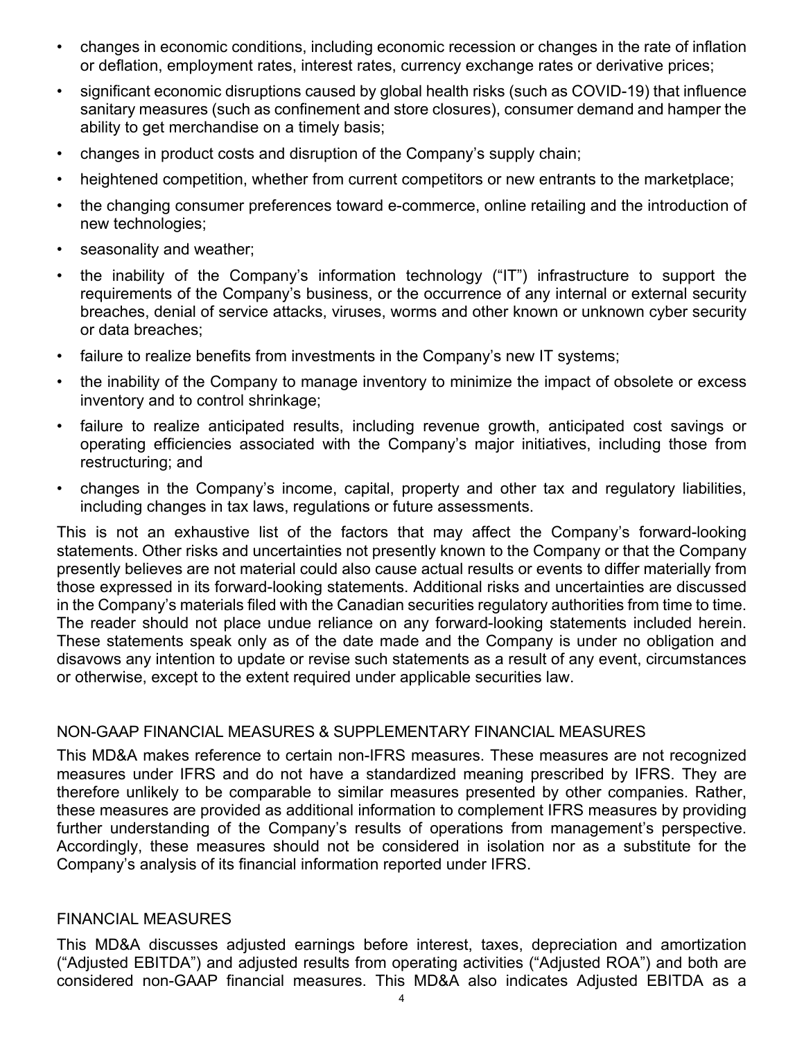- changes in economic conditions, including economic recession or changes in the rate of inflation or deflation, employment rates, interest rates, currency exchange rates or derivative prices;
- significant economic disruptions caused by global health risks (such as COVID-19) that influence sanitary measures (such as confinement and store closures), consumer demand and hamper the ability to get merchandise on a timely basis;
- changes in product costs and disruption of the Company's supply chain;
- heightened competition, whether from current competitors or new entrants to the marketplace;
- the changing consumer preferences toward e-commerce, online retailing and the introduction of new technologies;
- seasonality and weather;
- the inability of the Company's information technology ("IT") infrastructure to support the requirements of the Company's business, or the occurrence of any internal or external security breaches, denial of service attacks, viruses, worms and other known or unknown cyber security or data breaches;
- failure to realize benefits from investments in the Company's new IT systems;
- the inability of the Company to manage inventory to minimize the impact of obsolete or excess inventory and to control shrinkage;
- failure to realize anticipated results, including revenue growth, anticipated cost savings or operating efficiencies associated with the Company's major initiatives, including those from restructuring; and
- changes in the Company's income, capital, property and other tax and regulatory liabilities, including changes in tax laws, regulations or future assessments.

This is not an exhaustive list of the factors that may affect the Company's forward-looking statements. Other risks and uncertainties not presently known to the Company or that the Company presently believes are not material could also cause actual results or events to differ materially from those expressed in its forward-looking statements. Additional risks and uncertainties are discussed in the Company's materials filed with the Canadian securities regulatory authorities from time to time. The reader should not place undue reliance on any forward-looking statements included herein. These statements speak only as of the date made and the Company is under no obligation and disavows any intention to update or revise such statements as a result of any event, circumstances or otherwise, except to the extent required under applicable securities law.

## NON-GAAP FINANCIAL MEASURES & SUPPLEMENTARY FINANCIAL MEASURES

This MD&A makes reference to certain non-IFRS measures. These measures are not recognized measures under IFRS and do not have a standardized meaning prescribed by IFRS. They are therefore unlikely to be comparable to similar measures presented by other companies. Rather, these measures are provided as additional information to complement IFRS measures by providing further understanding of the Company's results of operations from management's perspective. Accordingly, these measures should not be considered in isolation nor as a substitute for the Company's analysis of its financial information reported under IFRS.

## FINANCIAL MEASURES

This MD&A discusses adjusted earnings before interest, taxes, depreciation and amortization ("Adjusted EBITDA") and adjusted results from operating activities ("Adjusted ROA") and both are considered non-GAAP financial measures. This MD&A also indicates Adjusted EBITDA as a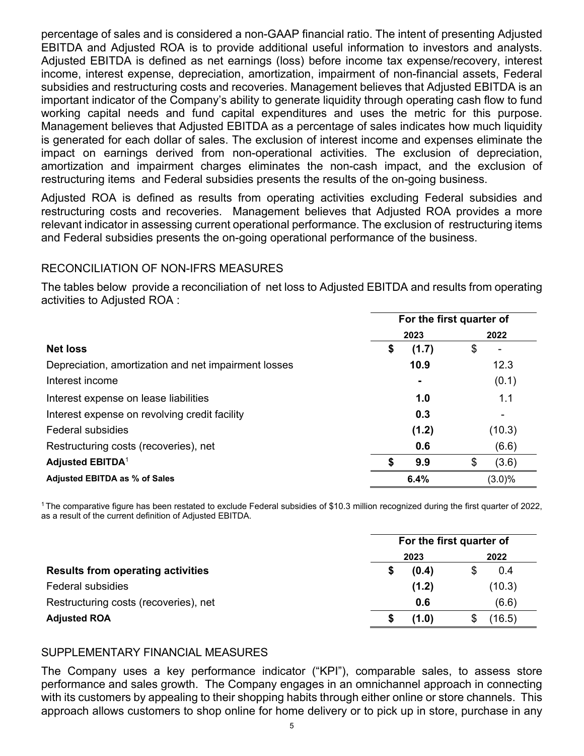percentage of sales and is considered a non-GAAP financial ratio. The intent of presenting Adjusted EBITDA and Adjusted ROA is to provide additional useful information to investors and analysts. Adjusted EBITDA is defined as net earnings (loss) before income tax expense/recovery, interest income, interest expense, depreciation, amortization, impairment of non-financial assets, Federal subsidies and restructuring costs and recoveries. Management believes that Adjusted EBITDA is an important indicator of the Company's ability to generate liquidity through operating cash flow to fund working capital needs and fund capital expenditures and uses the metric for this purpose. Management believes that Adjusted EBITDA as a percentage of sales indicates how much liquidity is generated for each dollar of sales. The exclusion of interest income and expenses eliminate the impact on earnings derived from non-operational activities. The exclusion of depreciation, amortization and impairment charges eliminates the non-cash impact, and the exclusion of restructuring items and Federal subsidies presents the results of the on-going business.

Adjusted ROA is defined as results from operating activities excluding Federal subsidies and restructuring costs and recoveries. Management believes that Adjusted ROA provides a more relevant indicator in assessing current operational performance. The exclusion of restructuring items and Federal subsidies presents the on-going operational performance of the business.

## RECONCILIATION OF NON-IFRS MEASURES

The tables below provide a reconciliation of net loss to Adjusted EBITDA and results from operating activities to Adjusted ROA :

| | For the first quarter of | |
|---|---|---|
| | **2023** | **2022** |
| **Net loss** | **$ (1.7)** | $ - |
| Depreciation, amortization and net impairment losses | **10.9** | 12.3 |
| Interest income | **-** | (0.1) |
| Interest expense on lease liabilities | **1.0** | 1.1 |
| Interest expense on revolving credit facility | **0.3** | - |
| Federal subsidies | **(1.2)** | (10.3) |
| Restructuring costs (recoveries), net | **0.6** | (6.6) |
| **Adjusted EBITDA**[1] | **$ 9.9** | $ (3.6) |
| **Adjusted EBITDA as % of Sales** | **6.4%** | (3.0)% |

[1] The comparative figure has been restated to exclude Federal subsidies of $10.3 million recognized during the first quarter of 2022, as a result of the current definition of Adjusted EBITDA.

| | For the first quarter of | |
|---|---|---|
| | **2023** | **2022** |
| **Results from operating activities** | **$ (0.4)** | $ 0.4 |
| Federal subsidies | **(1.2)** | (10.3) |
| Restructuring costs (recoveries), net | **0.6** | (6.6) |
| **Adjusted ROA** | **$ (1.0)** | $ (16.5) |

## SUPPLEMENTARY FINANCIAL MEASURES

The Company uses a key performance indicator ("KPI"), comparable sales, to assess store performance and sales growth. The Company engages in an omnichannel approach in connecting with its customers by appealing to their shopping habits through either online or store channels. This approach allows customers to shop online for home delivery or to pick up in store, purchase in any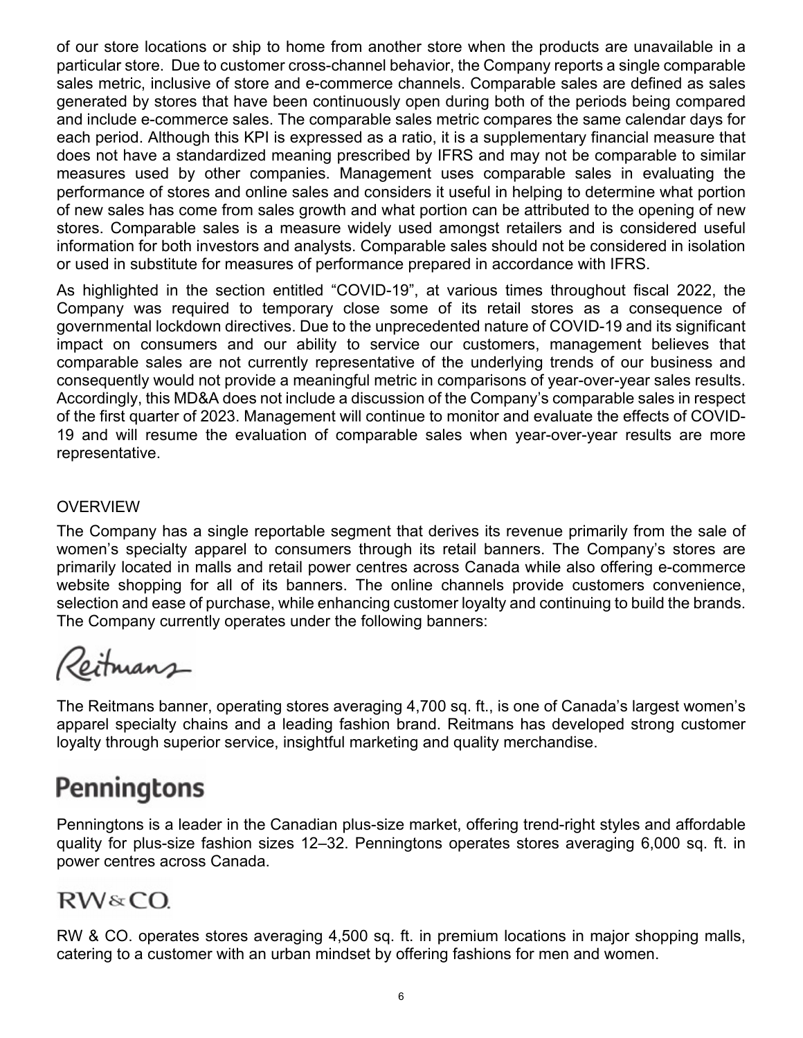of our store locations or ship to home from another store when the products are unavailable in a particular store. Due to customer cross-channel behavior, the Company reports a single comparable sales metric, inclusive of store and e-commerce channels. Comparable sales are defined as sales generated by stores that have been continuously open during both of the periods being compared and include e-commerce sales. The comparable sales metric compares the same calendar days for each period. Although this KPI is expressed as a ratio, it is a supplementary financial measure that does not have a standardized meaning prescribed by IFRS and may not be comparable to similar measures used by other companies. Management uses comparable sales in evaluating the performance of stores and online sales and considers it useful in helping to determine what portion of new sales has come from sales growth and what portion can be attributed to the opening of new stores. Comparable sales is a measure widely used amongst retailers and is considered useful information for both investors and analysts. Comparable sales should not be considered in isolation or used in substitute for measures of performance prepared in accordance with IFRS.

As highlighted in the section entitled "COVID-19", at various times throughout fiscal 2022, the Company was required to temporary close some of its retail stores as a consequence of governmental lockdown directives. Due to the unprecedented nature of COVID-19 and its significant impact on consumers and our ability to service our customers, management believes that comparable sales are not currently representative of the underlying trends of our business and consequently would not provide a meaningful metric in comparisons of year-over-year sales results. Accordingly, this MD&A does not include a discussion of the Company's comparable sales in respect of the first quarter of 2023. Management will continue to monitor and evaluate the effects of COVID-19 and will resume the evaluation of comparable sales when year-over-year results are more representative.

## OVERVIEW

The Company has a single reportable segment that derives its revenue primarily from the sale of women's specialty apparel to consumers through its retail banners. The Company's stores are primarily located in malls and retail power centres across Canada while also offering e-commerce website shopping for all of its banners. The online channels provide customers convenience, selection and ease of purchase, while enhancing customer loyalty and continuing to build the brands. The Company currently operates under the following banners:

Reitmans

The Reitmans banner, operating stores averaging 4,700 sq. ft., is one of Canada's largest women's apparel specialty chains and a leading fashion brand. Reitmans has developed strong customer loyalty through superior service, insightful marketing and quality merchandise.

**Penningtons**

Penningtons is a leader in the Canadian plus-size market, offering trend-right styles and affordable quality for plus-size fashion sizes 12–32. Penningtons operates stores averaging 6,000 sq. ft. in power centres across Canada.

RW&CO.

RW & CO. operates stores averaging 4,500 sq. ft. in premium locations in major shopping malls, catering to a customer with an urban mindset by offering fashions for men and women.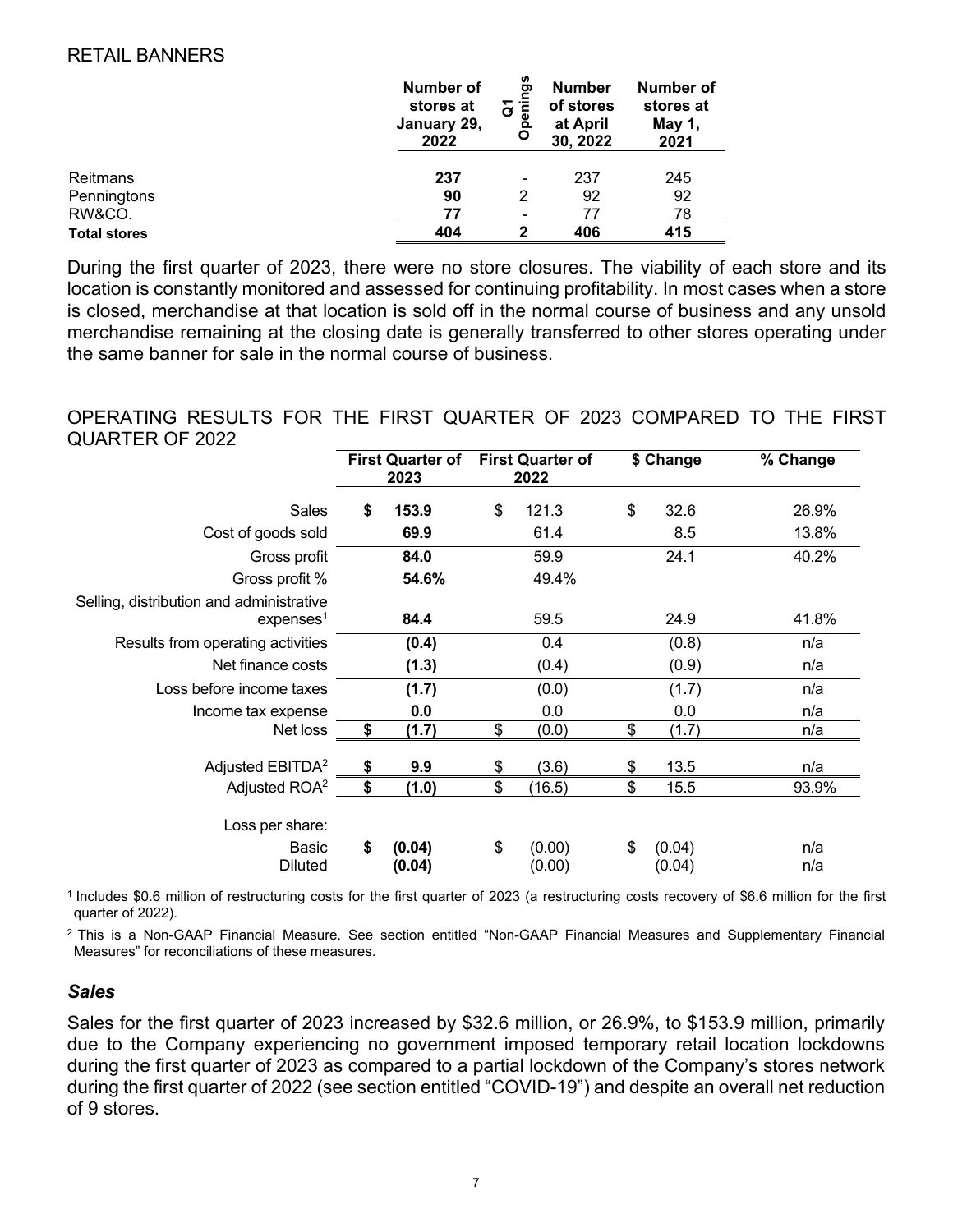## RETAIL BANNERS

| | Number of stores at January 29, 2022 | Q1 Openings | Number of stores at April 30, 2022 | Number of stores at May 1, 2021 |
|---|---|---|---|---|
| Reitmans | **237** | - | 237 | 245 |
| Penningtons | **90** | 2 | 92 | 92 |
| RW&CO. | **77** | - | 77 | 78 |
| **Total stores** | **404** | **2** | **406** | **415** |

During the first quarter of 2023, there were no store closures. The viability of each store and its location is constantly monitored and assessed for continuing profitability. In most cases when a store is closed, merchandise at that location is sold off in the normal course of business and any unsold merchandise remaining at the closing date is generally transferred to other stores operating under the same banner for sale in the normal course of business.

## OPERATING RESULTS FOR THE FIRST QUARTER OF 2023 COMPARED TO THE FIRST QUARTER OF 2022

| | First Quarter of 2023 | First Quarter of 2022 | $ Change | % Change |
|---|---|---|---|---|
| Sales | **$ 153.9** | $ 121.3 | $ 32.6 | 26.9% |
| Cost of goods sold | **69.9** | 61.4 | 8.5 | 13.8% |
| Gross profit | **84.0** | 59.9 | 24.1 | 40.2% |
| Gross profit % | **54.6%** | 49.4% | | |
| Selling, distribution and administrative expenses[1] | **84.4** | 59.5 | 24.9 | 41.8% |
| Results from operating activities | **(0.4)** | 0.4 | (0.8) | n/a |
| Net finance costs | **(1.3)** | (0.4) | (0.9) | n/a |
| Loss before income taxes | **(1.7)** | (0.0) | (1.7) | n/a |
| Income tax expense | **0.0** | 0.0 | 0.0 | n/a |
| Net loss | **$ (1.7)** | $ (0.0) | $ (1.7) | n/a |
| Adjusted EBITDA[2] | **$ 9.9** | $ (3.6) | $ 13.5 | n/a |
| Adjusted ROA[2] | **$ (1.0)** | $ (16.5) | $ 15.5 | 93.9% |
| Loss per share: | | | | |
| Basic | **$ (0.04)** | $ (0.00) | $ (0.04) | n/a |
| Diluted | **(0.04)** | (0.00) | (0.04) | n/a |

[1] Includes $0.6 million of restructuring costs for the first quarter of 2023 (a restructuring costs recovery of $6.6 million for the first quarter of 2022).

[2] This is a Non-GAAP Financial Measure. See section entitled "Non-GAAP Financial Measures and Supplementary Financial Measures" for reconciliations of these measures.

### *Sales*

Sales for the first quarter of 2023 increased by $32.6 million, or 26.9%, to $153.9 million, primarily due to the Company experiencing no government imposed temporary retail location lockdowns during the first quarter of 2023 as compared to a partial lockdown of the Company's stores network during the first quarter of 2022 (see section entitled "COVID-19") and despite an overall net reduction of 9 stores.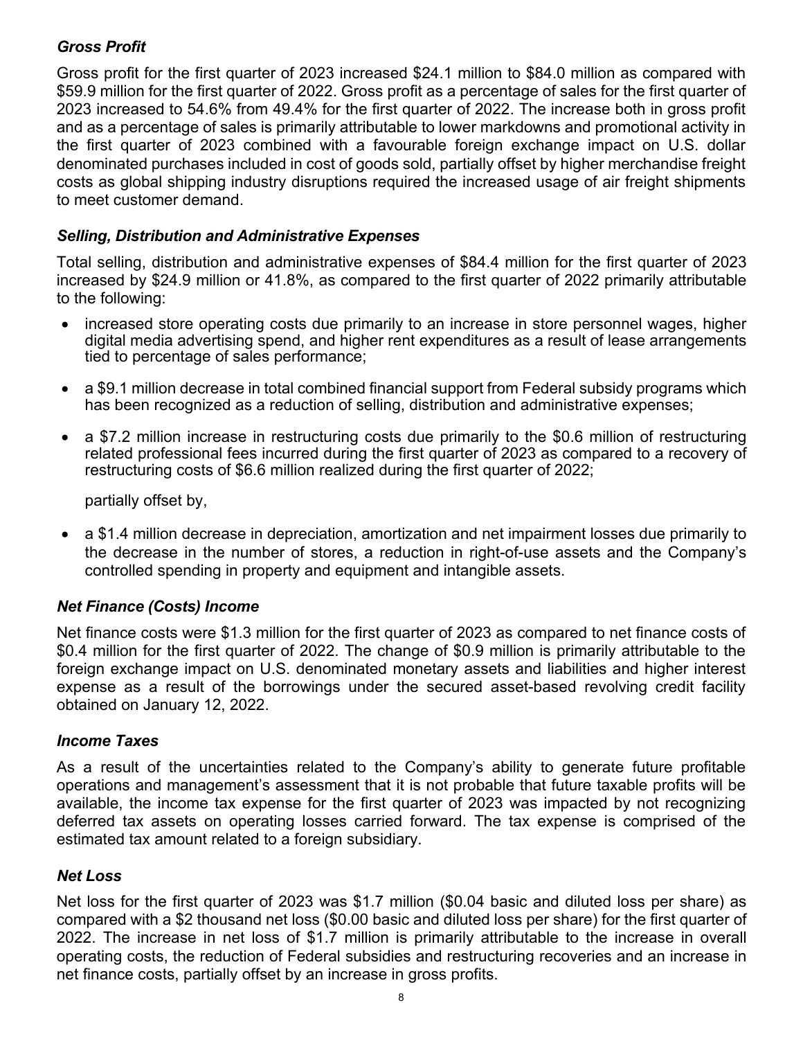### *Gross Profit*

Gross profit for the first quarter of 2023 increased $24.1 million to $84.0 million as compared with $59.9 million for the first quarter of 2022. Gross profit as a percentage of sales for the first quarter of 2023 increased to 54.6% from 49.4% for the first quarter of 2022. The increase both in gross profit and as a percentage of sales is primarily attributable to lower markdowns and promotional activity in the first quarter of 2023 combined with a favourable foreign exchange impact on U.S. dollar denominated purchases included in cost of goods sold, partially offset by higher merchandise freight costs as global shipping industry disruptions required the increased usage of air freight shipments to meet customer demand.

### *Selling, Distribution and Administrative Expenses*

Total selling, distribution and administrative expenses of $84.4 million for the first quarter of 2023 increased by $24.9 million or 41.8%, as compared to the first quarter of 2022 primarily attributable to the following:

- increased store operating costs due primarily to an increase in store personnel wages, higher digital media advertising spend, and higher rent expenditures as a result of lease arrangements tied to percentage of sales performance;
- a $9.1 million decrease in total combined financial support from Federal subsidy programs which has been recognized as a reduction of selling, distribution and administrative expenses;
- a $7.2 million increase in restructuring costs due primarily to the $0.6 million of restructuring related professional fees incurred during the first quarter of 2023 as compared to a recovery of restructuring costs of $6.6 million realized during the first quarter of 2022;

  partially offset by,

- a $1.4 million decrease in depreciation, amortization and net impairment losses due primarily to the decrease in the number of stores, a reduction in right-of-use assets and the Company's controlled spending in property and equipment and intangible assets.

### *Net Finance (Costs) Income*

Net finance costs were $1.3 million for the first quarter of 2023 as compared to net finance costs of $0.4 million for the first quarter of 2022. The change of $0.9 million is primarily attributable to the foreign exchange impact on U.S. denominated monetary assets and liabilities and higher interest expense as a result of the borrowings under the secured asset-based revolving credit facility obtained on January 12, 2022.

### *Income Taxes*

As a result of the uncertainties related to the Company's ability to generate future profitable operations and management's assessment that it is not probable that future taxable profits will be available, the income tax expense for the first quarter of 2023 was impacted by not recognizing deferred tax assets on operating losses carried forward. The tax expense is comprised of the estimated tax amount related to a foreign subsidiary.

### *Net Loss*

Net loss for the first quarter of 2023 was $1.7 million ($0.04 basic and diluted loss per share) as compared with a $2 thousand net loss ($0.00 basic and diluted loss per share) for the first quarter of 2022. The increase in net loss of $1.7 million is primarily attributable to the increase in overall operating costs, the reduction of Federal subsidies and restructuring recoveries and an increase in net finance costs, partially offset by an increase in gross profits.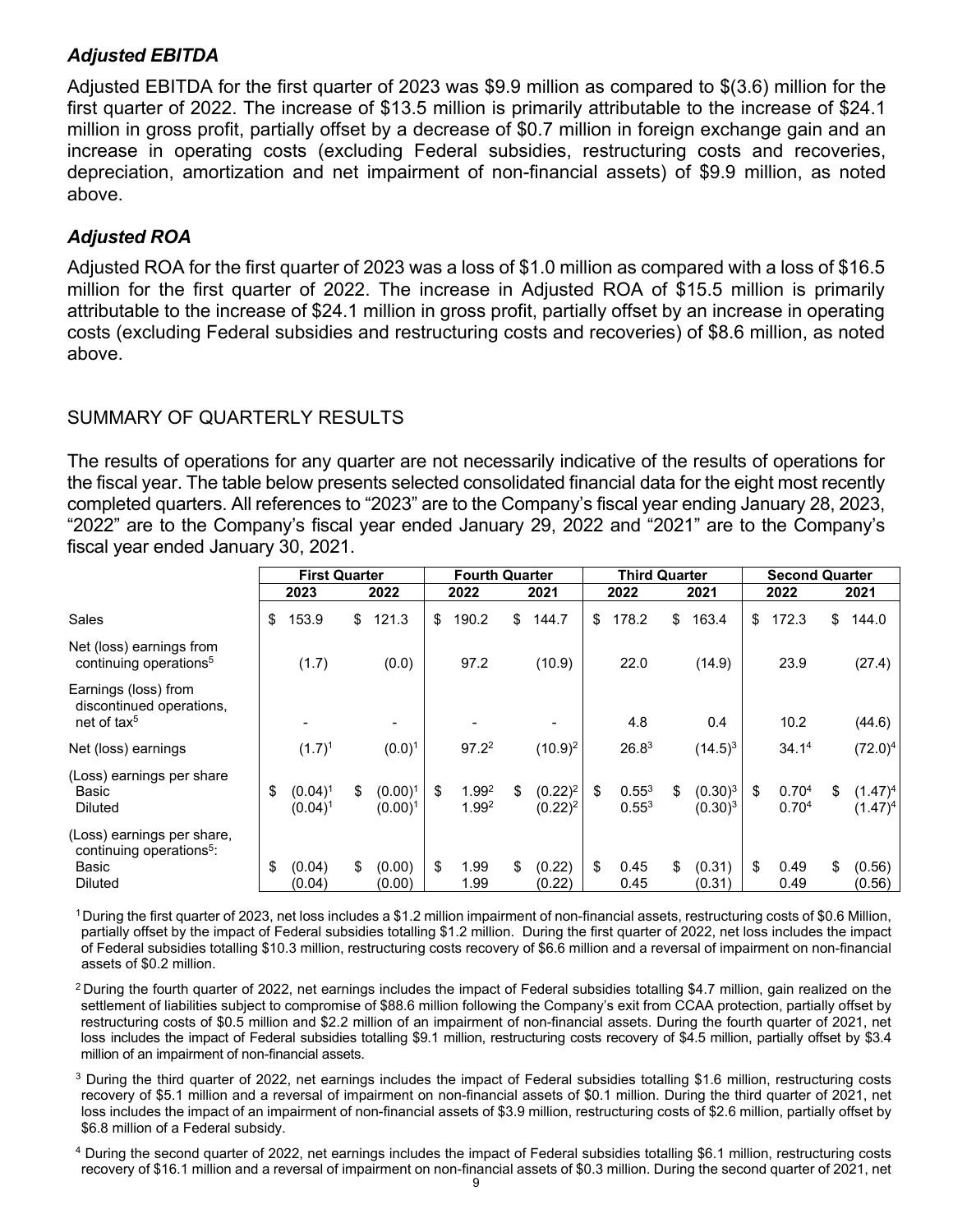### *Adjusted EBITDA*

Adjusted EBITDA for the first quarter of 2023 was $9.9 million as compared to $(3.6) million for the first quarter of 2022. The increase of $13.5 million is primarily attributable to the increase of $24.1 million in gross profit, partially offset by a decrease of $0.7 million in foreign exchange gain and an increase in operating costs (excluding Federal subsidies, restructuring costs and recoveries, depreciation, amortization and net impairment of non-financial assets) of $9.9 million, as noted above.

### *Adjusted ROA*

Adjusted ROA for the first quarter of 2023 was a loss of $1.0 million as compared with a loss of $16.5 million for the first quarter of 2022. The increase in Adjusted ROA of $15.5 million is primarily attributable to the increase of $24.1 million in gross profit, partially offset by an increase in operating costs (excluding Federal subsidies and restructuring costs and recoveries) of $8.6 million, as noted above.

## SUMMARY OF QUARTERLY RESULTS

The results of operations for any quarter are not necessarily indicative of the results of operations for the fiscal year. The table below presents selected consolidated financial data for the eight most recently completed quarters. All references to "2023" are to the Company's fiscal year ending January 28, 2023, "2022" are to the Company's fiscal year ended January 29, 2022 and "2021" are to the Company's fiscal year ended January 30, 2021.

| | First Quarter | | Fourth Quarter | | Third Quarter | | Second Quarter | |
|---|---|---|---|---|---|---|---|---|
| | 2023 | 2022 | 2022 | 2021 | 2022 | 2021 | 2022 | 2021 |
| Sales | $ 153.9 | $ 121.3 | $ 190.2 | $ 144.7 | $ 178.2 | $ 163.4 | $ 172.3 | $ 144.0 |
| Net (loss) earnings from continuing operations[5] | (1.7) | (0.0) | 97.2 | (10.9) | 22.0 | (14.9) | 23.9 | (27.4) |
| Earnings (loss) from discontinued operations, net of tax[5] | - | - | - | - | 4.8 | 0.4 | 10.2 | (44.6) |
| Net (loss) earnings | (1.7)[1] | (0.0)[1] | 97.2[2] | (10.9)[2] | 26.8[3] | (14.5)[3] | 34.1[4] | (72.0)[4] |
| (Loss) earnings per share Basic | $ (0.04)[1] | $ (0.00)[1] | $ 1.99[2] | $ (0.22)[2] | $ 0.55[3] | $ (0.30)[3] | $ 0.70[4] | $ (1.47)[4] |
| Diluted | (0.04)[1] | (0.00)[1] | 1.99[2] | (0.22)[2] | 0.55[3] | (0.30)[3] | 0.70[4] | (1.47)[4] |
| (Loss) earnings per share, continuing operations[5]: Basic | $ (0.04) | $ (0.00) | $ 1.99 | $ (0.22) | $ 0.45 | $ (0.31) | $ 0.49 | $ (0.56) |
| Diluted | (0.04) | (0.00) | 1.99 | (0.22) | 0.45 | (0.31) | 0.49 | (0.56) |

[1] During the first quarter of 2023, net loss includes a $1.2 million impairment of non-financial assets, restructuring costs of $0.6 Million, partially offset by the impact of Federal subsidies totalling $1.2 million. During the first quarter of 2022, net loss includes the impact of Federal subsidies totalling $10.3 million, restructuring costs recovery of $6.6 million and a reversal of impairment on non-financial assets of $0.2 million.

[2] During the fourth quarter of 2022, net earnings includes the impact of Federal subsidies totalling $4.7 million, gain realized on the settlement of liabilities subject to compromise of $88.6 million following the Company's exit from CCAA protection, partially offset by restructuring costs of $0.5 million and $2.2 million of an impairment of non-financial assets. During the fourth quarter of 2021, net loss includes the impact of Federal subsidies totalling $9.1 million, restructuring costs recovery of $4.5 million, partially offset by $3.4 million of an impairment of non-financial assets.

[3] During the third quarter of 2022, net earnings includes the impact of Federal subsidies totalling $1.6 million, restructuring costs recovery of $5.1 million and a reversal of impairment on non-financial assets of $0.1 million. During the third quarter of 2021, net loss includes the impact of an impairment of non-financial assets of $3.9 million, restructuring costs of $2.6 million, partially offset by $6.8 million of a Federal subsidy.

[4] During the second quarter of 2022, net earnings includes the impact of Federal subsidies totalling $6.1 million, restructuring costs recovery of $16.1 million and a reversal of impairment on non-financial assets of $0.3 million. During the second quarter of 2021, net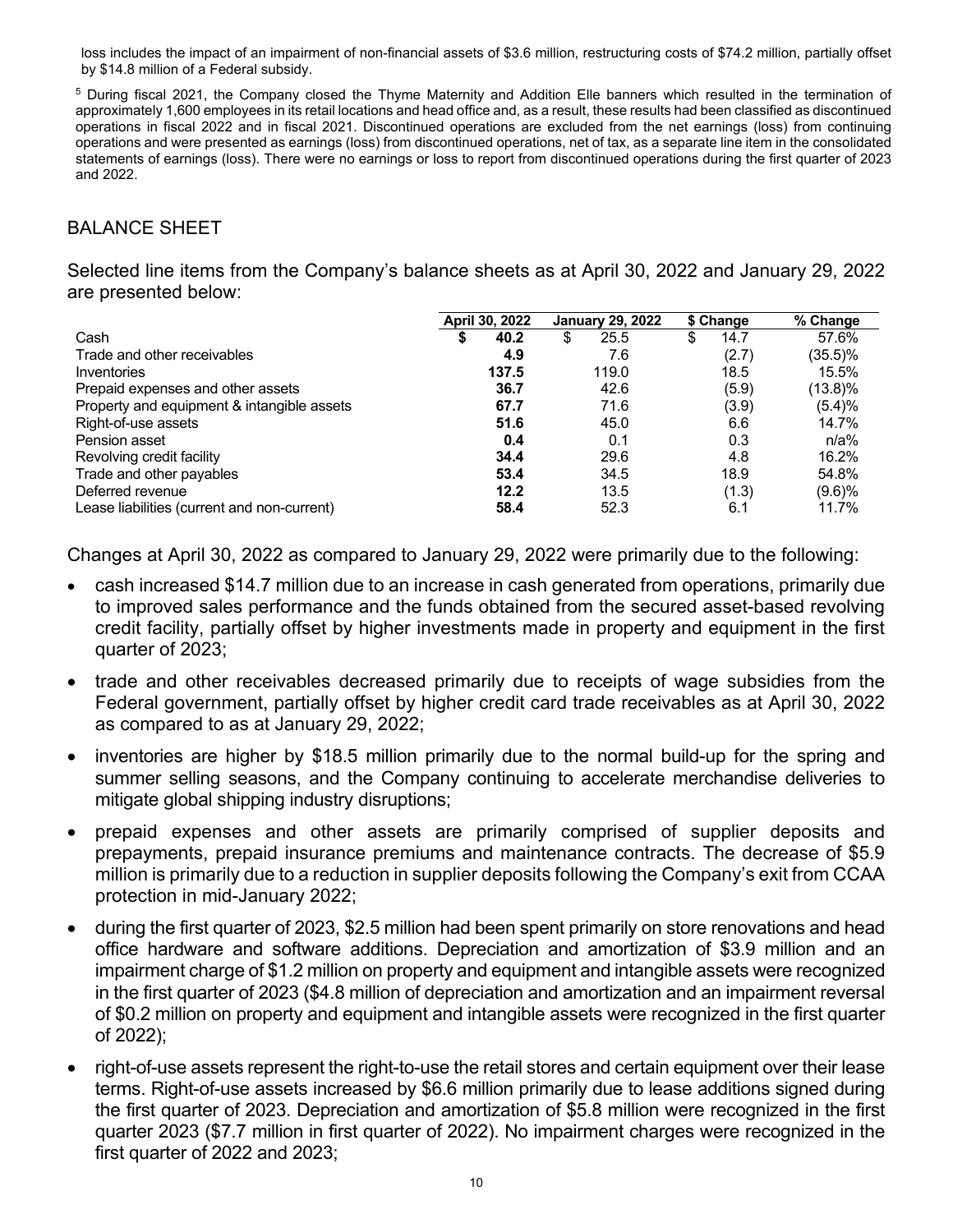loss includes the impact of an impairment of non-financial assets of $3.6 million, restructuring costs of $74.2 million, partially offset by $14.8 million of a Federal subsidy.

[5] During fiscal 2021, the Company closed the Thyme Maternity and Addition Elle banners which resulted in the termination of approximately 1,600 employees in its retail locations and head office and, as a result, these results had been classified as discontinued operations in fiscal 2022 and in fiscal 2021. Discontinued operations are excluded from the net earnings (loss) from continuing operations and were presented as earnings (loss) from discontinued operations, net of tax, as a separate line item in the consolidated statements of earnings (loss). There were no earnings or loss to report from discontinued operations during the first quarter of 2023 and 2022.

## BALANCE SHEET

Selected line items from the Company's balance sheets as at April 30, 2022 and January 29, 2022 are presented below:

| | April 30, 2022 | January 29, 2022 | $ Change | % Change |
|---|---|---|---|---|
| Cash | **$ 40.2** | $ 25.5 | $ 14.7 | 57.6% |
| Trade and other receivables | **4.9** | 7.6 | (2.7) | (35.5)% |
| Inventories | **137.5** | 119.0 | 18.5 | 15.5% |
| Prepaid expenses and other assets | **36.7** | 42.6 | (5.9) | (13.8)% |
| Property and equipment & intangible assets | **67.7** | 71.6 | (3.9) | (5.4)% |
| Right-of-use assets | **51.6** | 45.0 | 6.6 | 14.7% |
| Pension asset | **0.4** | 0.1 | 0.3 | n/a% |
| Revolving credit facility | **34.4** | 29.6 | 4.8 | 16.2% |
| Trade and other payables | **53.4** | 34.5 | 18.9 | 54.8% |
| Deferred revenue | **12.2** | 13.5 | (1.3) | (9.6)% |
| Lease liabilities (current and non-current) | **58.4** | 52.3 | 6.1 | 11.7% |

Changes at April 30, 2022 as compared to January 29, 2022 were primarily due to the following:

- cash increased $14.7 million due to an increase in cash generated from operations, primarily due to improved sales performance and the funds obtained from the secured asset-based revolving credit facility, partially offset by higher investments made in property and equipment in the first quarter of 2023;
- trade and other receivables decreased primarily due to receipts of wage subsidies from the Federal government, partially offset by higher credit card trade receivables as at April 30, 2022 as compared to as at January 29, 2022;
- inventories are higher by $18.5 million primarily due to the normal build-up for the spring and summer selling seasons, and the Company continuing to accelerate merchandise deliveries to mitigate global shipping industry disruptions;
- prepaid expenses and other assets are primarily comprised of supplier deposits and prepayments, prepaid insurance premiums and maintenance contracts. The decrease of $5.9 million is primarily due to a reduction in supplier deposits following the Company's exit from CCAA protection in mid-January 2022;
- during the first quarter of 2023, $2.5 million had been spent primarily on store renovations and head office hardware and software additions. Depreciation and amortization of $3.9 million and an impairment charge of $1.2 million on property and equipment and intangible assets were recognized in the first quarter of 2023 ($4.8 million of depreciation and amortization and an impairment reversal of $0.2 million on property and equipment and intangible assets were recognized in the first quarter of 2022);
- right-of-use assets represent the right-to-use the retail stores and certain equipment over their lease terms. Right-of-use assets increased by $6.6 million primarily due to lease additions signed during the first quarter of 2023. Depreciation and amortization of $5.8 million were recognized in the first quarter 2023 ($7.7 million in first quarter of 2022). No impairment charges were recognized in the first quarter of 2022 and 2023;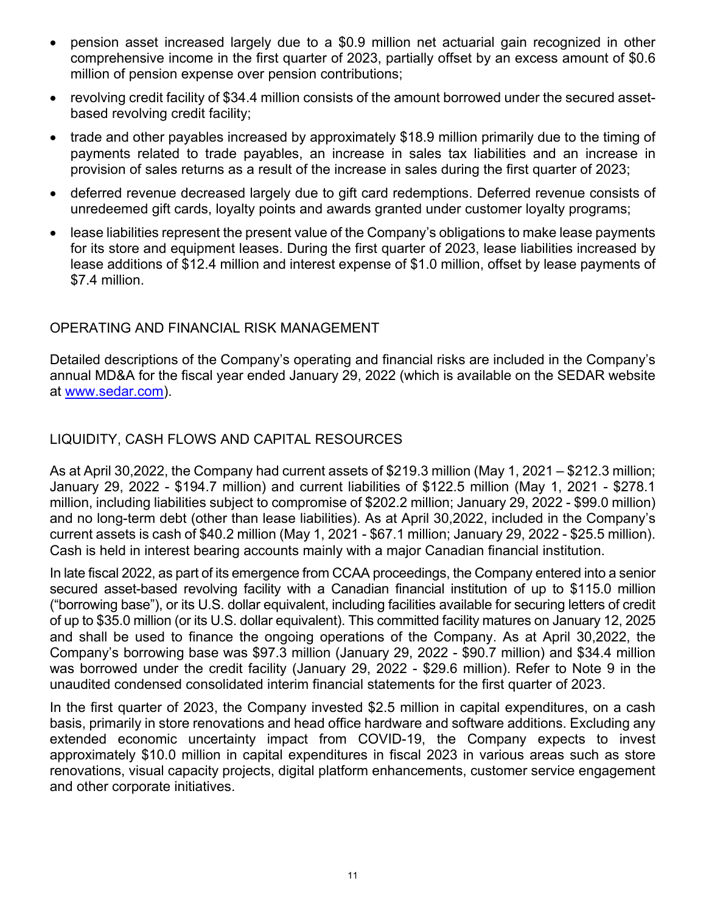- pension asset increased largely due to a $0.9 million net actuarial gain recognized in other comprehensive income in the first quarter of 2023, partially offset by an excess amount of $0.6 million of pension expense over pension contributions;
- revolving credit facility of $34.4 million consists of the amount borrowed under the secured asset-based revolving credit facility;
- trade and other payables increased by approximately $18.9 million primarily due to the timing of payments related to trade payables, an increase in sales tax liabilities and an increase in provision of sales returns as a result of the increase in sales during the first quarter of 2023;
- deferred revenue decreased largely due to gift card redemptions. Deferred revenue consists of unredeemed gift cards, loyalty points and awards granted under customer loyalty programs;
- lease liabilities represent the present value of the Company's obligations to make lease payments for its store and equipment leases. During the first quarter of 2023, lease liabilities increased by lease additions of $12.4 million and interest expense of $1.0 million, offset by lease payments of $7.4 million.

## OPERATING AND FINANCIAL RISK MANAGEMENT

Detailed descriptions of the Company's operating and financial risks are included in the Company's annual MD&A for the fiscal year ended January 29, 2022 (which is available on the SEDAR website at www.sedar.com).

## LIQUIDITY, CASH FLOWS AND CAPITAL RESOURCES

As at April 30,2022, the Company had current assets of $219.3 million (May 1, 2021 – $212.3 million; January 29, 2022 - $194.7 million) and current liabilities of $122.5 million (May 1, 2021 - $278.1 million, including liabilities subject to compromise of $202.2 million; January 29, 2022 - $99.0 million) and no long-term debt (other than lease liabilities). As at April 30,2022, included in the Company's current assets is cash of $40.2 million (May 1, 2021 - $67.1 million; January 29, 2022 - $25.5 million). Cash is held in interest bearing accounts mainly with a major Canadian financial institution.

In late fiscal 2022, as part of its emergence from CCAA proceedings, the Company entered into a senior secured asset-based revolving facility with a Canadian financial institution of up to $115.0 million ("borrowing base"), or its U.S. dollar equivalent, including facilities available for securing letters of credit of up to $35.0 million (or its U.S. dollar equivalent). This committed facility matures on January 12, 2025 and shall be used to finance the ongoing operations of the Company. As at April 30,2022, the Company's borrowing base was $97.3 million (January 29, 2022 - $90.7 million) and $34.4 million was borrowed under the credit facility (January 29, 2022 - $29.6 million). Refer to Note 9 in the unaudited condensed consolidated interim financial statements for the first quarter of 2023.

In the first quarter of 2023, the Company invested $2.5 million in capital expenditures, on a cash basis, primarily in store renovations and head office hardware and software additions. Excluding any extended economic uncertainty impact from COVID-19, the Company expects to invest approximately $10.0 million in capital expenditures in fiscal 2023 in various areas such as store renovations, visual capacity projects, digital platform enhancements, customer service engagement and other corporate initiatives.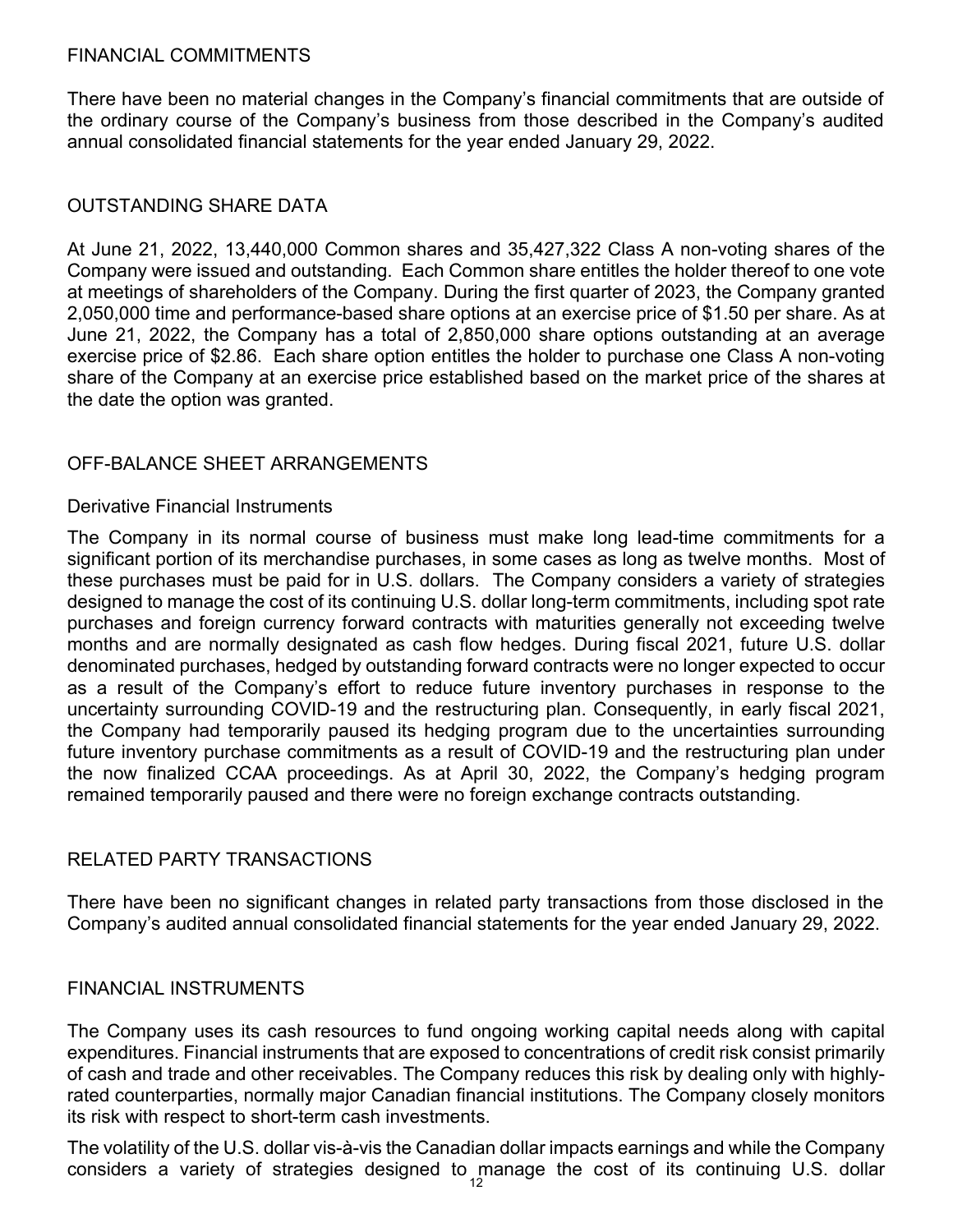## FINANCIAL COMMITMENTS

There have been no material changes in the Company's financial commitments that are outside of the ordinary course of the Company's business from those described in the Company's audited annual consolidated financial statements for the year ended January 29, 2022.

## OUTSTANDING SHARE DATA

At June 21, 2022, 13,440,000 Common shares and 35,427,322 Class A non-voting shares of the Company were issued and outstanding. Each Common share entitles the holder thereof to one vote at meetings of shareholders of the Company. During the first quarter of 2023, the Company granted 2,050,000 time and performance-based share options at an exercise price of $1.50 per share. As at June 21, 2022, the Company has a total of 2,850,000 share options outstanding at an average exercise price of $2.86. Each share option entitles the holder to purchase one Class A non-voting share of the Company at an exercise price established based on the market price of the shares at the date the option was granted.

## OFF-BALANCE SHEET ARRANGEMENTS

### Derivative Financial Instruments

The Company in its normal course of business must make long lead-time commitments for a significant portion of its merchandise purchases, in some cases as long as twelve months. Most of these purchases must be paid for in U.S. dollars. The Company considers a variety of strategies designed to manage the cost of its continuing U.S. dollar long-term commitments, including spot rate purchases and foreign currency forward contracts with maturities generally not exceeding twelve months and are normally designated as cash flow hedges. During fiscal 2021, future U.S. dollar denominated purchases, hedged by outstanding forward contracts were no longer expected to occur as a result of the Company's effort to reduce future inventory purchases in response to the uncertainty surrounding COVID-19 and the restructuring plan. Consequently, in early fiscal 2021, the Company had temporarily paused its hedging program due to the uncertainties surrounding future inventory purchase commitments as a result of COVID-19 and the restructuring plan under the now finalized CCAA proceedings. As at April 30, 2022, the Company's hedging program remained temporarily paused and there were no foreign exchange contracts outstanding.

## RELATED PARTY TRANSACTIONS

There have been no significant changes in related party transactions from those disclosed in the Company's audited annual consolidated financial statements for the year ended January 29, 2022.

## FINANCIAL INSTRUMENTS

The Company uses its cash resources to fund ongoing working capital needs along with capital expenditures. Financial instruments that are exposed to concentrations of credit risk consist primarily of cash and trade and other receivables. The Company reduces this risk by dealing only with highly-rated counterparties, normally major Canadian financial institutions. The Company closely monitors its risk with respect to short-term cash investments.

The volatility of the U.S. dollar vis-à-vis the Canadian dollar impacts earnings and while the Company considers a variety of strategies designed to manage the cost of its continuing U.S. dollar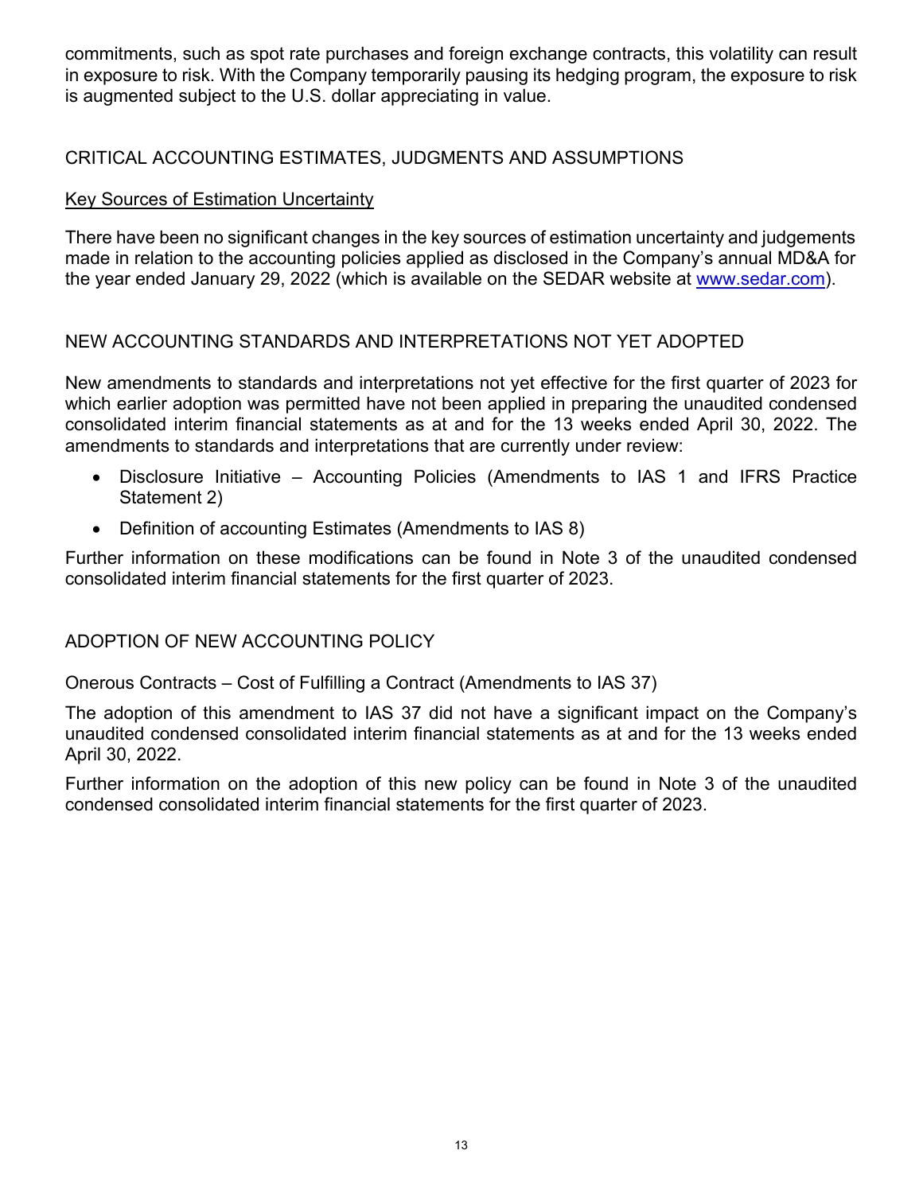commitments, such as spot rate purchases and foreign exchange contracts, this volatility can result in exposure to risk. With the Company temporarily pausing its hedging program, the exposure to risk is augmented subject to the U.S. dollar appreciating in value.

## CRITICAL ACCOUNTING ESTIMATES, JUDGMENTS AND ASSUMPTIONS

### Key Sources of Estimation Uncertainty

There have been no significant changes in the key sources of estimation uncertainty and judgements made in relation to the accounting policies applied as disclosed in the Company's annual MD&A for the year ended January 29, 2022 (which is available on the SEDAR website at www.sedar.com).

## NEW ACCOUNTING STANDARDS AND INTERPRETATIONS NOT YET ADOPTED

New amendments to standards and interpretations not yet effective for the first quarter of 2023 for which earlier adoption was permitted have not been applied in preparing the unaudited condensed consolidated interim financial statements as at and for the 13 weeks ended April 30, 2022. The amendments to standards and interpretations that are currently under review:

- Disclosure Initiative – Accounting Policies (Amendments to IAS 1 and IFRS Practice Statement 2)
- Definition of accounting Estimates (Amendments to IAS 8)

Further information on these modifications can be found in Note 3 of the unaudited condensed consolidated interim financial statements for the first quarter of 2023.

## ADOPTION OF NEW ACCOUNTING POLICY

Onerous Contracts – Cost of Fulfilling a Contract (Amendments to IAS 37)

The adoption of this amendment to IAS 37 did not have a significant impact on the Company's unaudited condensed consolidated interim financial statements as at and for the 13 weeks ended April 30, 2022.

Further information on the adoption of this new policy can be found in Note 3 of the unaudited condensed consolidated interim financial statements for the first quarter of 2023.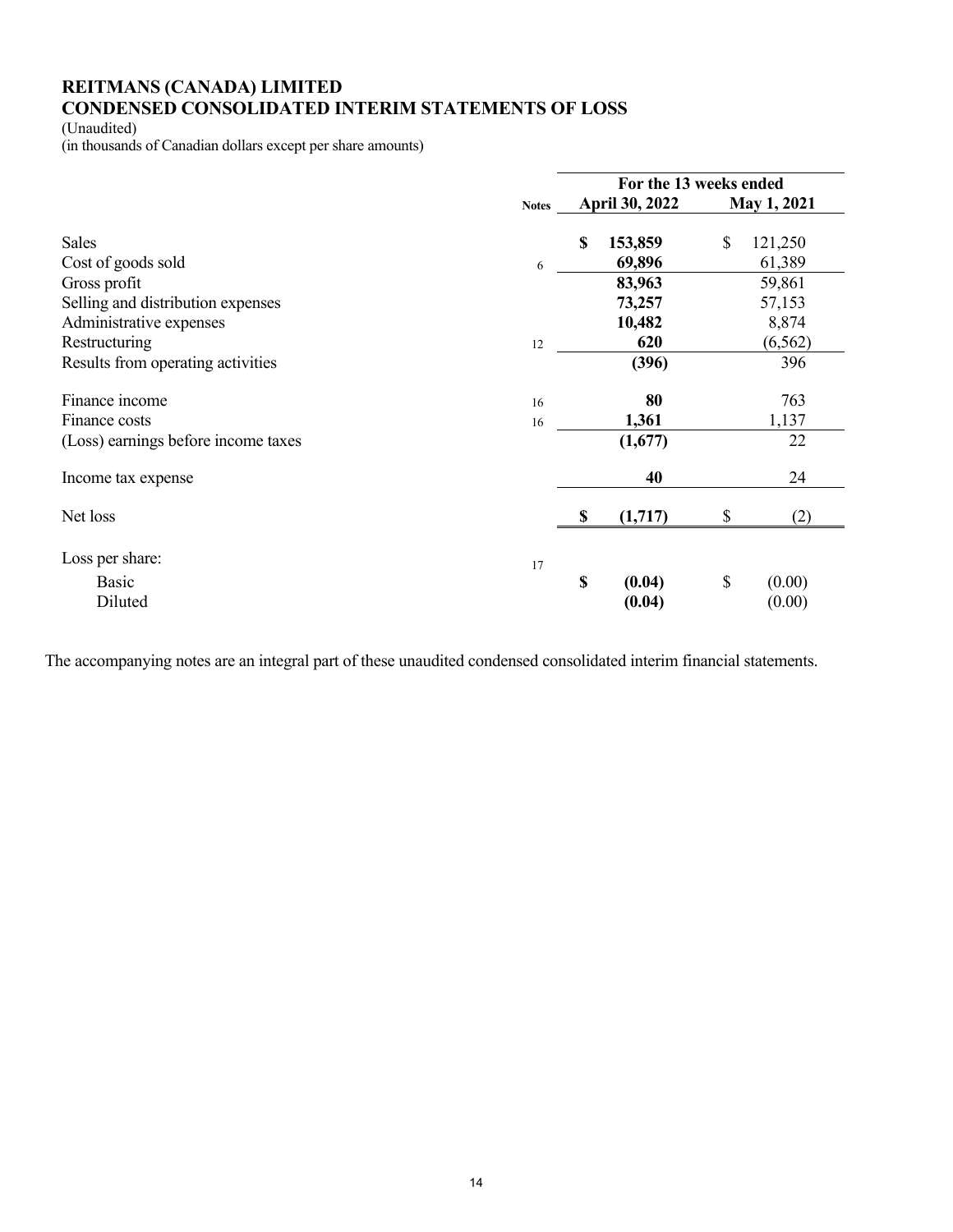# REITMANS (CANADA) LIMITED

## CONDENSED CONSOLIDATED INTERIM STATEMENTS OF LOSS

(Unaudited)
(in thousands of Canadian dollars except per share amounts)

| | Notes | For the 13 weeks ended April 30, 2022 | May 1, 2021 |
|---|---|---|---|
| Sales | | **$ 153,859** | $ 121,250 |
| Cost of goods sold | 6 | **69,896** | 61,389 |
| Gross profit | | **83,963** | 59,861 |
| Selling and distribution expenses | | **73,257** | 57,153 |
| Administrative expenses | | **10,482** | 8,874 |
| Restructuring | 12 | **620** | (6,562) |
| Results from operating activities | | **(396)** | 396 |
| Finance income | 16 | **80** | 763 |
| Finance costs | 16 | **1,361** | 1,137 |
| (Loss) earnings before income taxes | | **(1,677)** | 22 |
| Income tax expense | | **40** | 24 |
| Net loss | | **$ (1,717)** | $ (2) |
| Loss per share: | 17 | | |
| Basic | | **$ (0.04)** | $ (0.00) |
| Diluted | | **(0.04)** | (0.00) |

The accompanying notes are an integral part of these unaudited condensed consolidated interim financial statements.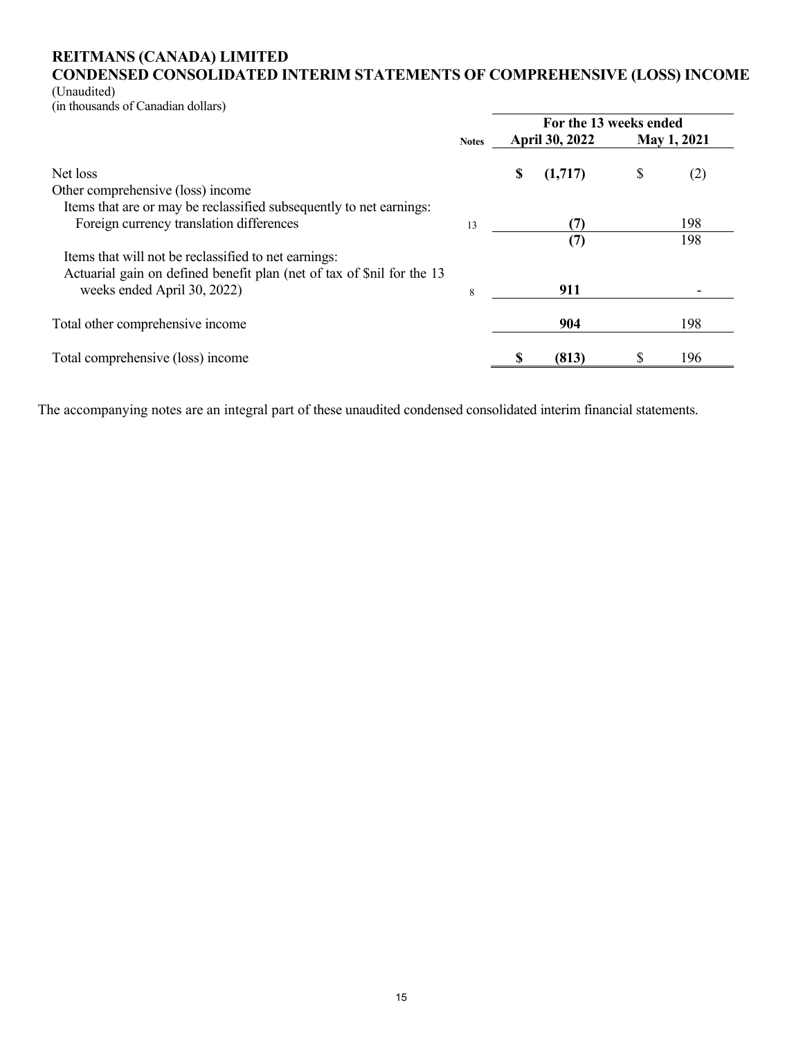**REITMANS (CANADA) LIMITED**
**CONDENSED CONSOLIDATED INTERIM STATEMENTS OF COMPREHENSIVE (LOSS) INCOME**
(Unaudited)
(in thousands of Canadian dollars)

| | Notes | For the 13 weeks ended April 30, 2022 | For the 13 weeks ended May 1, 2021 |
|---|---|---|---|
| Net loss | | **$ (1,717)** | $ (2) |
| Other comprehensive (loss) income | | | |
| Items that are or may be reclassified subsequently to net earnings: | | | |
| Foreign currency translation differences | 13 | **(7)** | 198 |
| | | **(7)** | 198 |
| Items that will not be reclassified to net earnings: | | | |
| Actuarial gain on defined benefit plan (net of tax of $nil for the 13 weeks ended April 30, 2022) | 8 | **911** | - |
| Total other comprehensive income | | **904** | 198 |
| Total comprehensive (loss) income | | **$ (813)** | $ 196 |

The accompanying notes are an integral part of these unaudited condensed consolidated interim financial statements.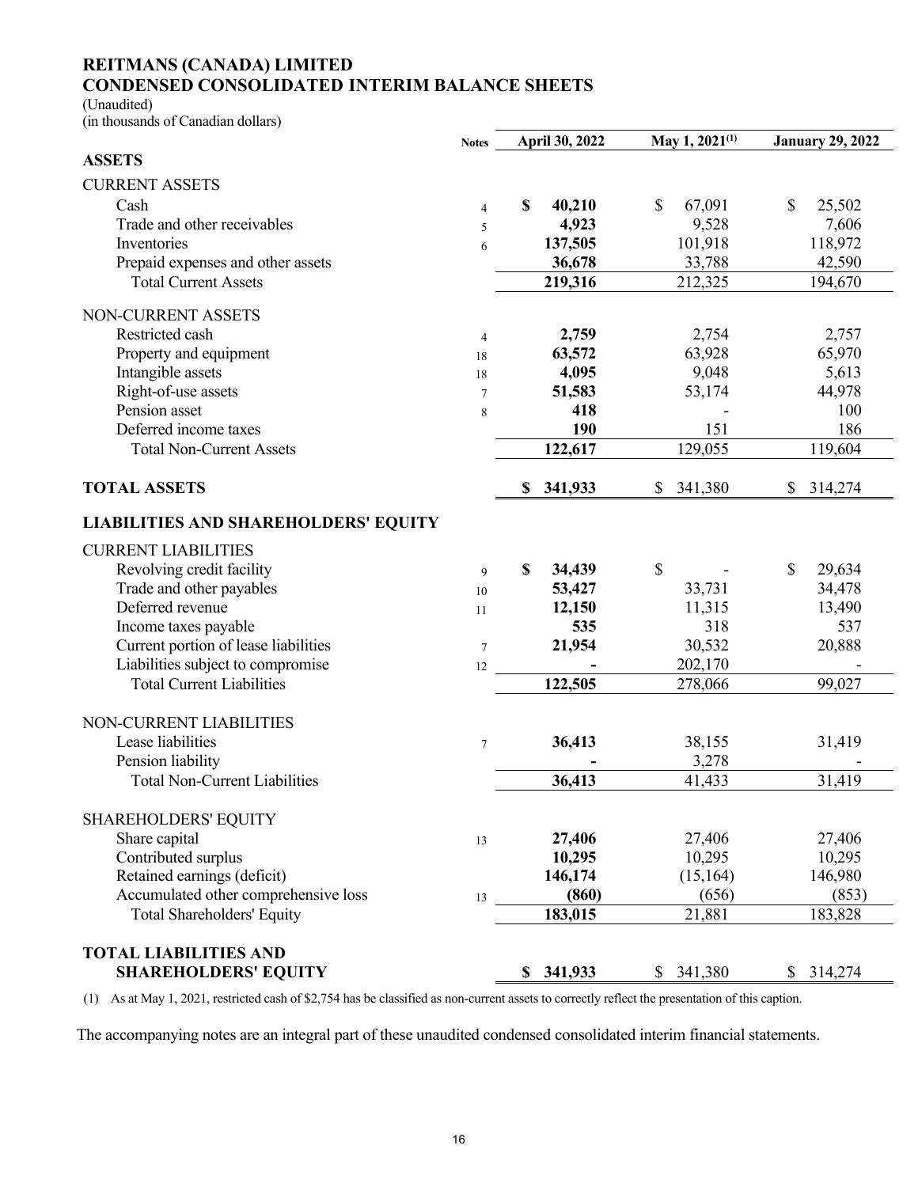# REITMANS (CANADA) LIMITED
## CONDENSED CONSOLIDATED INTERIM BALANCE SHEETS

(Unaudited)
(in thousands of Canadian dollars)

| | Notes | April 30, 2022 | May 1, 2021[(1)] | January 29, 2022 |
|---|---|---|---|---|
| **ASSETS** | | | | |
| CURRENT ASSETS | | | | |
| Cash | 4 | **$ 40,210** | $ 67,091 | $ 25,502 |
| Trade and other receivables | 5 | **4,923** | 9,528 | 7,606 |
| Inventories | 6 | **137,505** | 101,918 | 118,972 |
| Prepaid expenses and other assets | | **36,678** | 33,788 | 42,590 |
| Total Current Assets | | **219,316** | 212,325 | 194,670 |
| NON-CURRENT ASSETS | | | | |
| Restricted cash | 4 | **2,759** | 2,754 | 2,757 |
| Property and equipment | 18 | **63,572** | 63,928 | 65,970 |
| Intangible assets | 18 | **4,095** | 9,048 | 5,613 |
| Right-of-use assets | 7 | **51,583** | 53,174 | 44,978 |
| Pension asset | 8 | **418** | - | 100 |
| Deferred income taxes | | **190** | 151 | 186 |
| Total Non-Current Assets | | **122,617** | 129,055 | 119,604 |
| **TOTAL ASSETS** | | **$ 341,933** | $ 341,380 | $ 314,274 |
| **LIABILITIES AND SHAREHOLDERS' EQUITY** | | | | |
| CURRENT LIABILITIES | | | | |
| Revolving credit facility | 9 | **$ 34,439** | $ - | $ 29,634 |
| Trade and other payables | 10 | **53,427** | 33,731 | 34,478 |
| Deferred revenue | 11 | **12,150** | 11,315 | 13,490 |
| Income taxes payable | | **535** | 318 | 537 |
| Current portion of lease liabilities | 7 | **21,954** | 30,532 | 20,888 |
| Liabilities subject to compromise | 12 | **-** | 202,170 | - |
| Total Current Liabilities | | **122,505** | 278,066 | 99,027 |
| NON-CURRENT LIABILITIES | | | | |
| Lease liabilities | 7 | **36,413** | 38,155 | 31,419 |
| Pension liability | | **-** | 3,278 | - |
| Total Non-Current Liabilities | | **36,413** | 41,433 | 31,419 |
| SHAREHOLDERS' EQUITY | | | | |
| Share capital | 13 | **27,406** | 27,406 | 27,406 |
| Contributed surplus | | **10,295** | 10,295 | 10,295 |
| Retained earnings (deficit) | | **146,174** | (15,164) | 146,980 |
| Accumulated other comprehensive loss | 13 | **(860)** | (656) | (853) |
| Total Shareholders' Equity | | **183,015** | 21,881 | 183,828 |
| **TOTAL LIABILITIES AND SHAREHOLDERS' EQUITY** | | **$ 341,933** | $ 341,380 | $ 314,274 |

(1) As at May 1, 2021, restricted cash of $2,754 has be classified as non-current assets to correctly reflect the presentation of this caption.

The accompanying notes are an integral part of these unaudited condensed consolidated interim financial statements.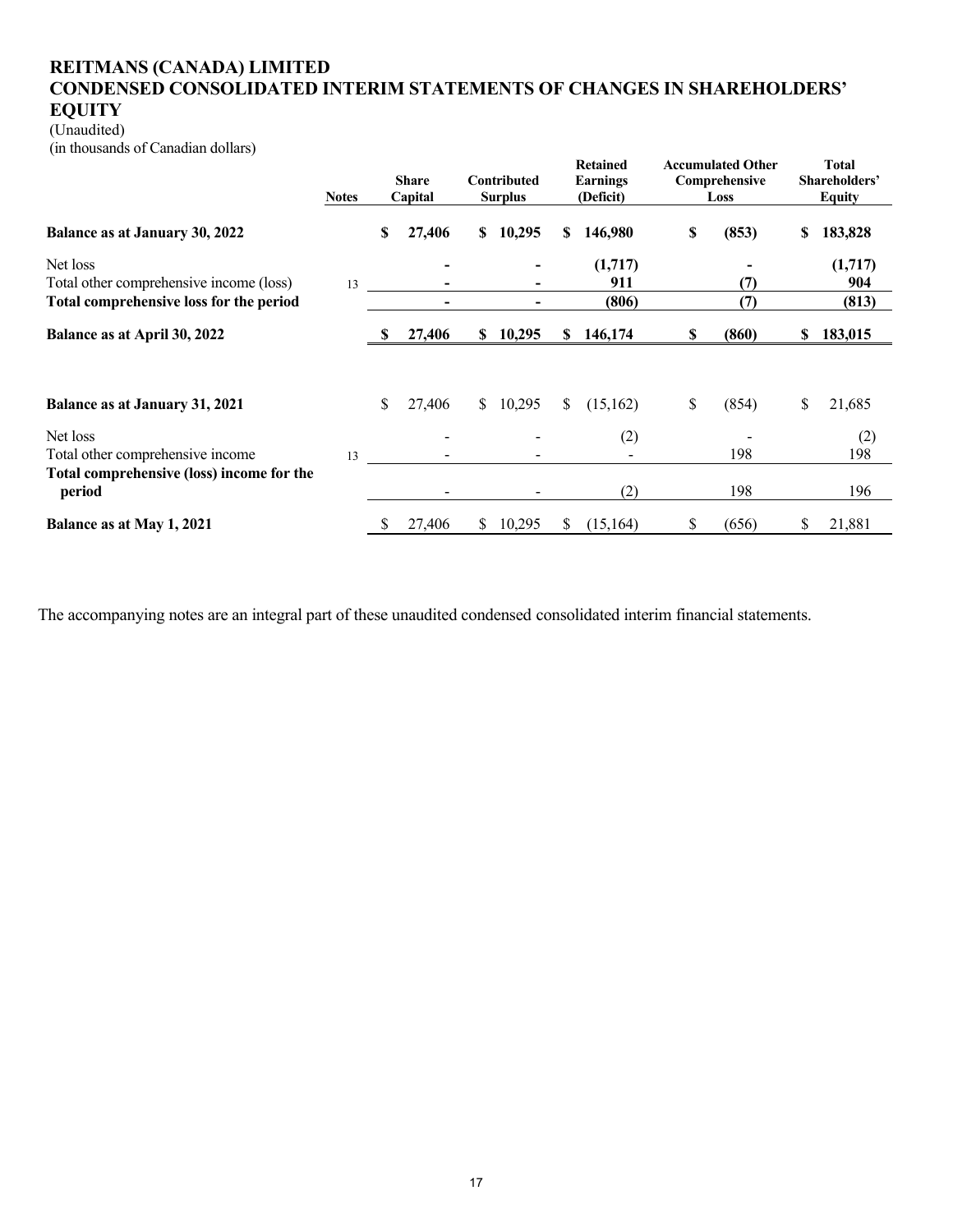# REITMANS (CANADA) LIMITED
# CONDENSED CONSOLIDATED INTERIM STATEMENTS OF CHANGES IN SHAREHOLDERS' EQUITY

(Unaudited)
(in thousands of Canadian dollars)

| | Notes | Share Capital | Contributed Surplus | Retained Earnings (Deficit) | Accumulated Other Comprehensive Loss | Total Shareholders' Equity |
|---|---|---|---|---|---|---|
| **Balance as at January 30, 2022** | | **$ 27,406** | **$ 10,295** | **$ 146,980** | **$ (853)** | **$ 183,828** |
| Net loss | | **-** | **-** | **(1,717)** | **-** | **(1,717)** |
| Total other comprehensive income (loss) | 13 | **-** | **-** | **911** | **(7)** | **904** |
| **Total comprehensive loss for the period** | | **-** | **-** | **(806)** | **(7)** | **(813)** |
| **Balance as at April 30, 2022** | | **$ 27,406** | **$ 10,295** | **$ 146,174** | **$ (860)** | **$ 183,015** |
| | | | | | | |
| **Balance as at January 31, 2021** | | $ 27,406 | $ 10,295 | $ (15,162) | $ (854) | $ 21,685 |
| Net loss | | - | - | (2) | - | (2) |
| Total other comprehensive income | 13 | - | - | - | 198 | 198 |
| **Total comprehensive (loss) income for the period** | | - | - | (2) | 198 | 196 |
| **Balance as at May 1, 2021** | | $ 27,406 | $ 10,295 | $ (15,164) | $ (656) | $ 21,881 |

The accompanying notes are an integral part of these unaudited condensed consolidated interim financial statements.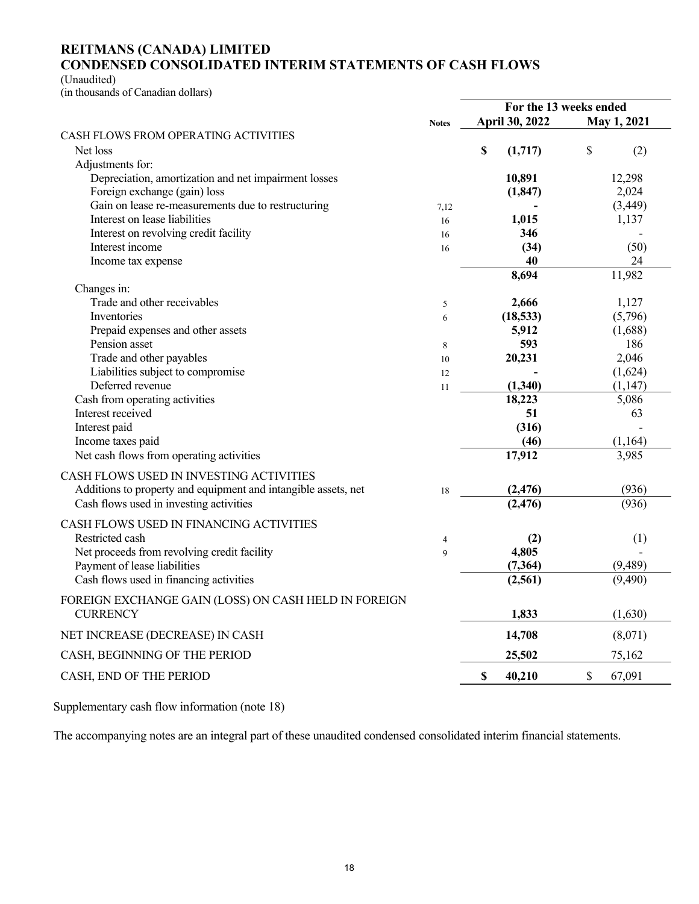# REITMANS (CANADA) LIMITED
# CONDENSED CONSOLIDATED INTERIM STATEMENTS OF CASH FLOWS

(Unaudited)
(in thousands of Canadian dollars)

| | Notes | For the 13 weeks ended April 30, 2022 | For the 13 weeks ended May 1, 2021 |
|---|---|---|---|
| CASH FLOWS FROM OPERATING ACTIVITIES | | | |
| Net loss | | **$ (1,717)** | $ (2) |
| Adjustments for: | | | |
| Depreciation, amortization and net impairment losses | | **10,891** | 12,298 |
| Foreign exchange (gain) loss | | **(1,847)** | 2,024 |
| Gain on lease re-measurements due to restructuring | 7,12 | **-** | (3,449) |
| Interest on lease liabilities | 16 | **1,015** | 1,137 |
| Interest on revolving credit facility | 16 | **346** | - |
| Interest income | 16 | **(34)** | (50) |
| Income tax expense | | **40** | 24 |
| | | **8,694** | 11,982 |
| Changes in: | | | |
| Trade and other receivables | 5 | **2,666** | 1,127 |
| Inventories | 6 | **(18,533)** | (5,796) |
| Prepaid expenses and other assets | | **5,912** | (1,688) |
| Pension asset | 8 | **593** | 186 |
| Trade and other payables | 10 | **20,231** | 2,046 |
| Liabilities subject to compromise | 12 | **-** | (1,624) |
| Deferred revenue | 11 | **(1,340)** | (1,147) |
| Cash from operating activities | | **18,223** | 5,086 |
| Interest received | | **51** | 63 |
| Interest paid | | **(316)** | - |
| Income taxes paid | | **(46)** | (1,164) |
| Net cash flows from operating activities | | **17,912** | 3,985 |
| CASH FLOWS USED IN INVESTING ACTIVITIES | | | |
| Additions to property and equipment and intangible assets, net | 18 | **(2,476)** | (936) |
| Cash flows used in investing activities | | **(2,476)** | (936) |
| CASH FLOWS USED IN FINANCING ACTIVITIES | | | |
| Restricted cash | 4 | **(2)** | (1) |
| Net proceeds from revolving credit facility | 9 | **4,805** | - |
| Payment of lease liabilities | | **(7,364)** | (9,489) |
| Cash flows used in financing activities | | **(2,561)** | (9,490) |
| FOREIGN EXCHANGE GAIN (LOSS) ON CASH HELD IN FOREIGN CURRENCY | | **1,833** | (1,630) |
| NET INCREASE (DECREASE) IN CASH | | **14,708** | (8,071) |
| CASH, BEGINNING OF THE PERIOD | | **25,502** | 75,162 |
| CASH, END OF THE PERIOD | | **$ 40,210** | $ 67,091 |

Supplementary cash flow information (note 18)

The accompanying notes are an integral part of these unaudited condensed consolidated interim financial statements.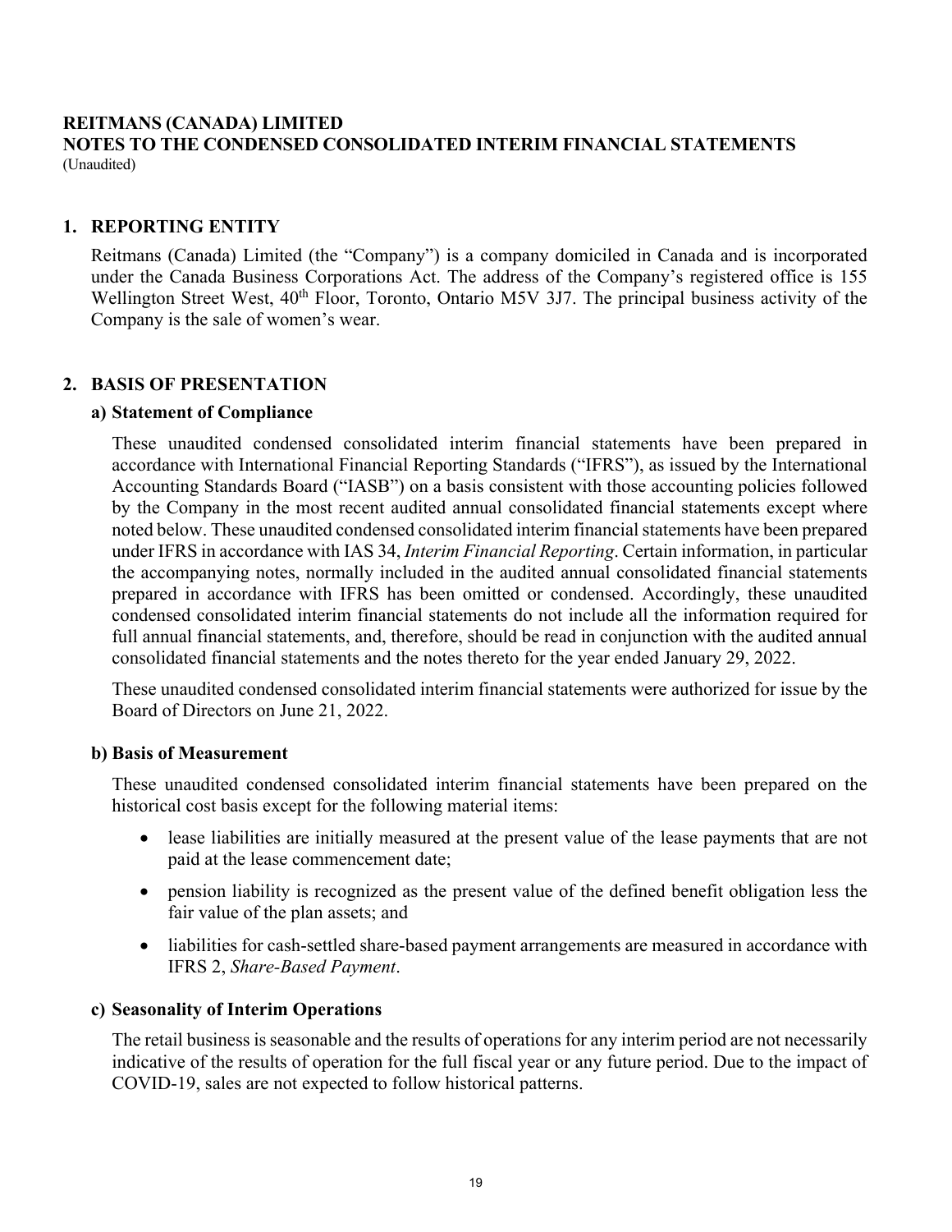**REITMANS (CANADA) LIMITED**
**NOTES TO THE CONDENSED CONSOLIDATED INTERIM FINANCIAL STATEMENTS**
(Unaudited)

## 1. REPORTING ENTITY

Reitmans (Canada) Limited (the "Company") is a company domiciled in Canada and is incorporated under the Canada Business Corporations Act. The address of the Company's registered office is 155 Wellington Street West, 40th Floor, Toronto, Ontario M5V 3J7. The principal business activity of the Company is the sale of women's wear.

## 2. BASIS OF PRESENTATION

### a) Statement of Compliance

These unaudited condensed consolidated interim financial statements have been prepared in accordance with International Financial Reporting Standards ("IFRS"), as issued by the International Accounting Standards Board ("IASB") on a basis consistent with those accounting policies followed by the Company in the most recent audited annual consolidated financial statements except where noted below. These unaudited condensed consolidated interim financial statements have been prepared under IFRS in accordance with IAS 34, *Interim Financial Reporting*. Certain information, in particular the accompanying notes, normally included in the audited annual consolidated financial statements prepared in accordance with IFRS has been omitted or condensed. Accordingly, these unaudited condensed consolidated interim financial statements do not include all the information required for full annual financial statements, and, therefore, should be read in conjunction with the audited annual consolidated financial statements and the notes thereto for the year ended January 29, 2022.

These unaudited condensed consolidated interim financial statements were authorized for issue by the Board of Directors on June 21, 2022.

### b) Basis of Measurement

These unaudited condensed consolidated interim financial statements have been prepared on the historical cost basis except for the following material items:

- lease liabilities are initially measured at the present value of the lease payments that are not paid at the lease commencement date;
- pension liability is recognized as the present value of the defined benefit obligation less the fair value of the plan assets; and
- liabilities for cash-settled share-based payment arrangements are measured in accordance with IFRS 2, *Share-Based Payment*.

### c) Seasonality of Interim Operations

The retail business is seasonable and the results of operations for any interim period are not necessarily indicative of the results of operation for the full fiscal year or any future period. Due to the impact of COVID-19, sales are not expected to follow historical patterns.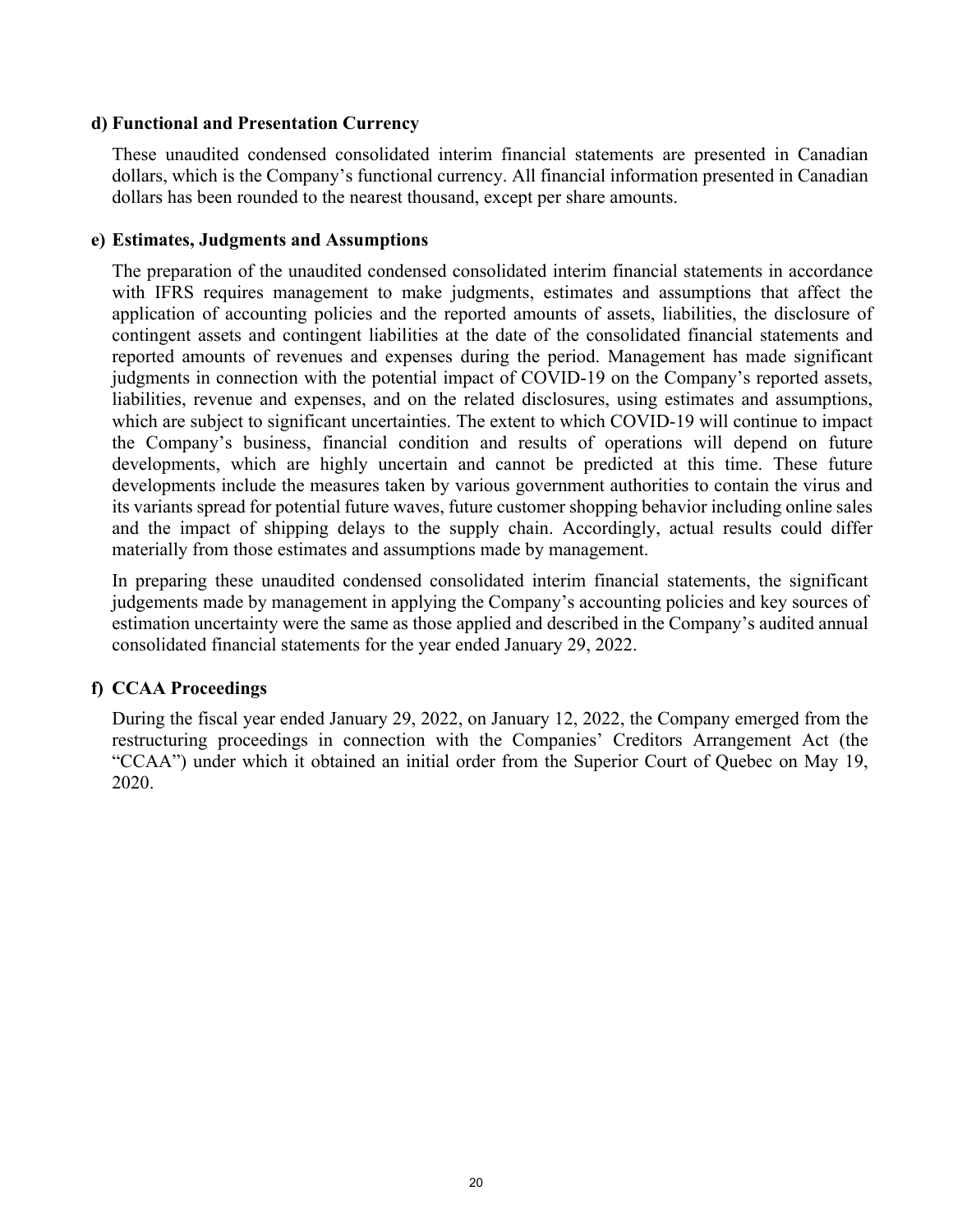**d) Functional and Presentation Currency**

These unaudited condensed consolidated interim financial statements are presented in Canadian dollars, which is the Company's functional currency. All financial information presented in Canadian dollars has been rounded to the nearest thousand, except per share amounts.

**e) Estimates, Judgments and Assumptions**

The preparation of the unaudited condensed consolidated interim financial statements in accordance with IFRS requires management to make judgments, estimates and assumptions that affect the application of accounting policies and the reported amounts of assets, liabilities, the disclosure of contingent assets and contingent liabilities at the date of the consolidated financial statements and reported amounts of revenues and expenses during the period. Management has made significant judgments in connection with the potential impact of COVID-19 on the Company's reported assets, liabilities, revenue and expenses, and on the related disclosures, using estimates and assumptions, which are subject to significant uncertainties. The extent to which COVID-19 will continue to impact the Company's business, financial condition and results of operations will depend on future developments, which are highly uncertain and cannot be predicted at this time. These future developments include the measures taken by various government authorities to contain the virus and its variants spread for potential future waves, future customer shopping behavior including online sales and the impact of shipping delays to the supply chain. Accordingly, actual results could differ materially from those estimates and assumptions made by management.

In preparing these unaudited condensed consolidated interim financial statements, the significant judgements made by management in applying the Company's accounting policies and key sources of estimation uncertainty were the same as those applied and described in the Company's audited annual consolidated financial statements for the year ended January 29, 2022.

**f) CCAA Proceedings**

During the fiscal year ended January 29, 2022, on January 12, 2022, the Company emerged from the restructuring proceedings in connection with the Companies' Creditors Arrangement Act (the "CCAA") under which it obtained an initial order from the Superior Court of Quebec on May 19, 2020.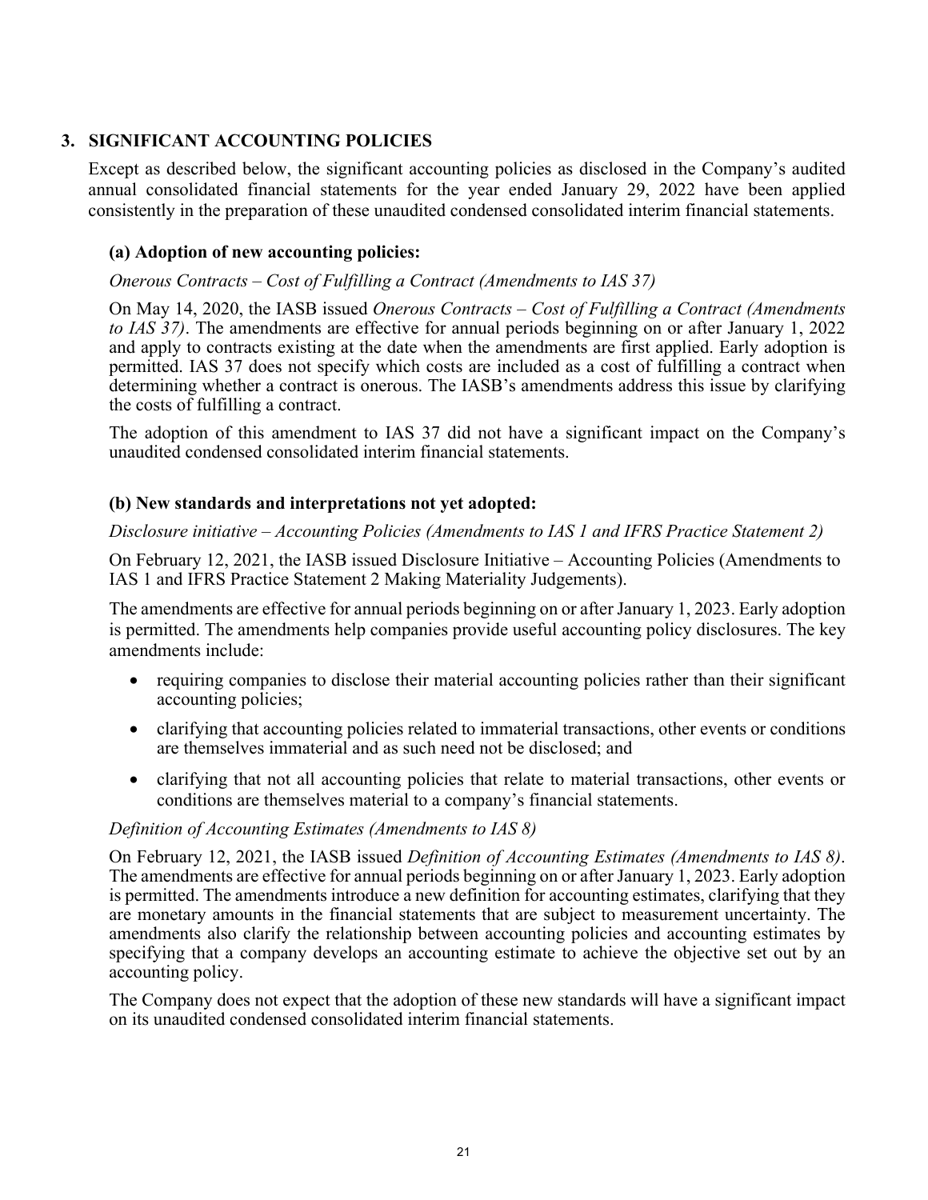## 3. SIGNIFICANT ACCOUNTING POLICIES

Except as described below, the significant accounting policies as disclosed in the Company's audited annual consolidated financial statements for the year ended January 29, 2022 have been applied consistently in the preparation of these unaudited condensed consolidated interim financial statements.

### (a) Adoption of new accounting policies:

*Onerous Contracts – Cost of Fulfilling a Contract (Amendments to IAS 37)*

On May 14, 2020, the IASB issued *Onerous Contracts – Cost of Fulfilling a Contract (Amendments to IAS 37)*. The amendments are effective for annual periods beginning on or after January 1, 2022 and apply to contracts existing at the date when the amendments are first applied. Early adoption is permitted. IAS 37 does not specify which costs are included as a cost of fulfilling a contract when determining whether a contract is onerous. The IASB's amendments address this issue by clarifying the costs of fulfilling a contract.

The adoption of this amendment to IAS 37 did not have a significant impact on the Company's unaudited condensed consolidated interim financial statements.

### (b) New standards and interpretations not yet adopted:

*Disclosure initiative – Accounting Policies (Amendments to IAS 1 and IFRS Practice Statement 2)*

On February 12, 2021, the IASB issued Disclosure Initiative – Accounting Policies (Amendments to IAS 1 and IFRS Practice Statement 2 Making Materiality Judgements).

The amendments are effective for annual periods beginning on or after January 1, 2023. Early adoption is permitted. The amendments help companies provide useful accounting policy disclosures. The key amendments include:

- requiring companies to disclose their material accounting policies rather than their significant accounting policies;
- clarifying that accounting policies related to immaterial transactions, other events or conditions are themselves immaterial and as such need not be disclosed; and
- clarifying that not all accounting policies that relate to material transactions, other events or conditions are themselves material to a company's financial statements.

*Definition of Accounting Estimates (Amendments to IAS 8)*

On February 12, 2021, the IASB issued *Definition of Accounting Estimates (Amendments to IAS 8)*. The amendments are effective for annual periods beginning on or after January 1, 2023. Early adoption is permitted. The amendments introduce a new definition for accounting estimates, clarifying that they are monetary amounts in the financial statements that are subject to measurement uncertainty. The amendments also clarify the relationship between accounting policies and accounting estimates by specifying that a company develops an accounting estimate to achieve the objective set out by an accounting policy.

The Company does not expect that the adoption of these new standards will have a significant impact on its unaudited condensed consolidated interim financial statements.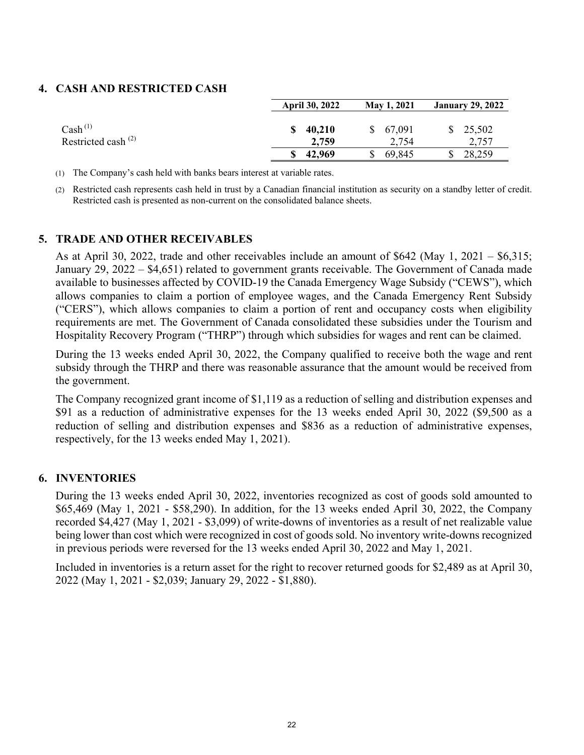## 4. CASH AND RESTRICTED CASH

| | April 30, 2022 | May 1, 2021 | January 29, 2022 |
|---|---|---|---|
| Cash [(1)] | **$ 40,210** | $ 67,091 | $ 25,502 |
| Restricted cash [(2)] | **2,759** | 2,754 | 2,757 |
| | **$ 42,969** | $ 69,845 | $ 28,259 |

(1) The Company's cash held with banks bears interest at variable rates.

(2) Restricted cash represents cash held in trust by a Canadian financial institution as security on a standby letter of credit. Restricted cash is presented as non-current on the consolidated balance sheets.

## 5. TRADE AND OTHER RECEIVABLES

As at April 30, 2022, trade and other receivables include an amount of $642 (May 1, 2021 – $6,315; January 29, 2022 – $4,651) related to government grants receivable. The Government of Canada made available to businesses affected by COVID-19 the Canada Emergency Wage Subsidy ("CEWS"), which allows companies to claim a portion of employee wages, and the Canada Emergency Rent Subsidy ("CERS"), which allows companies to claim a portion of rent and occupancy costs when eligibility requirements are met. The Government of Canada consolidated these subsidies under the Tourism and Hospitality Recovery Program ("THRP") through which subsidies for wages and rent can be claimed.

During the 13 weeks ended April 30, 2022, the Company qualified to receive both the wage and rent subsidy through the THRP and there was reasonable assurance that the amount would be received from the government.

The Company recognized grant income of $1,119 as a reduction of selling and distribution expenses and $91 as a reduction of administrative expenses for the 13 weeks ended April 30, 2022 ($9,500 as a reduction of selling and distribution expenses and $836 as a reduction of administrative expenses, respectively, for the 13 weeks ended May 1, 2021).

## 6. INVENTORIES

During the 13 weeks ended April 30, 2022, inventories recognized as cost of goods sold amounted to $65,469 (May 1, 2021 - $58,290). In addition, for the 13 weeks ended April 30, 2022, the Company recorded $4,427 (May 1, 2021 - $3,099) of write-downs of inventories as a result of net realizable value being lower than cost which were recognized in cost of goods sold. No inventory write-downs recognized in previous periods were reversed for the 13 weeks ended April 30, 2022 and May 1, 2021.

Included in inventories is a return asset for the right to recover returned goods for $2,489 as at April 30, 2022 (May 1, 2021 - $2,039; January 29, 2022 - $1,880).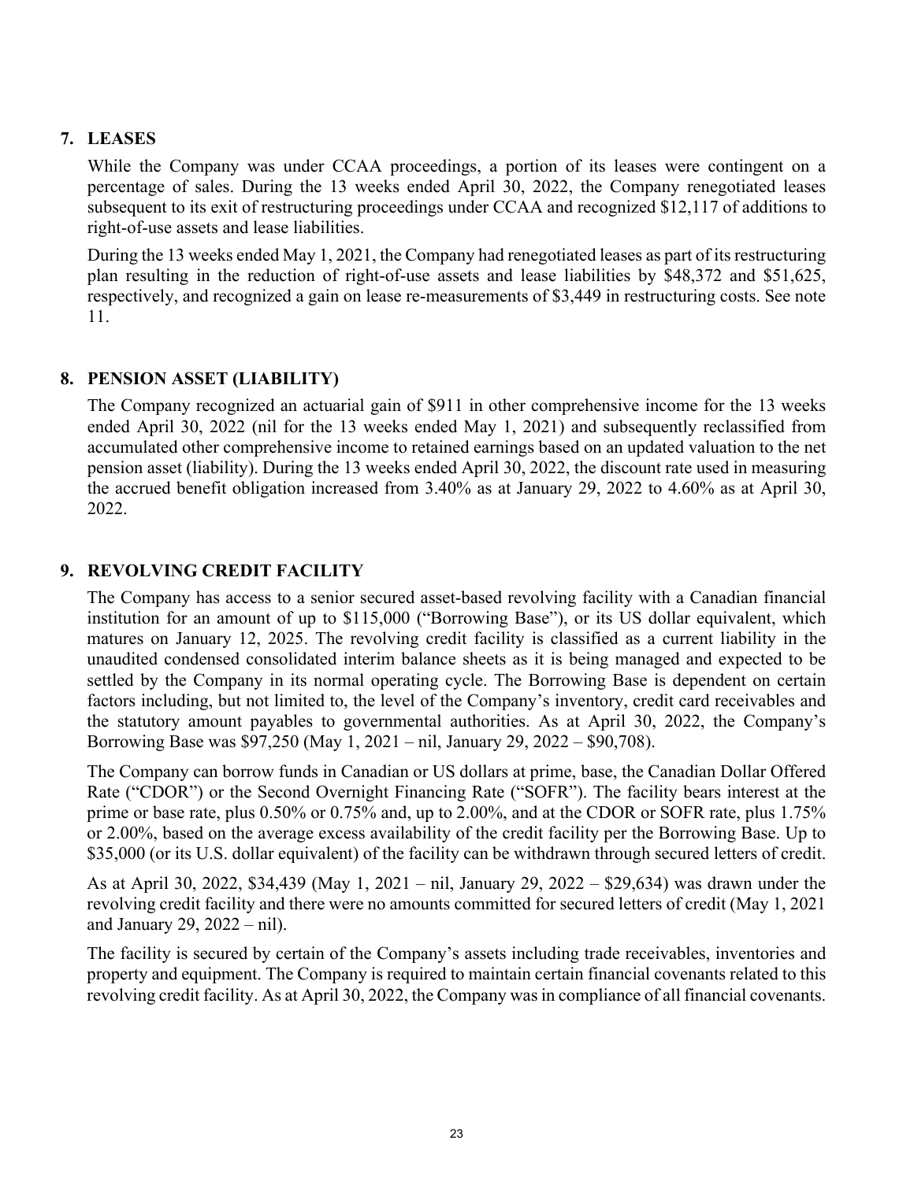## 7. LEASES

While the Company was under CCAA proceedings, a portion of its leases were contingent on a percentage of sales. During the 13 weeks ended April 30, 2022, the Company renegotiated leases subsequent to its exit of restructuring proceedings under CCAA and recognized $12,117 of additions to right-of-use assets and lease liabilities.

During the 13 weeks ended May 1, 2021, the Company had renegotiated leases as part of its restructuring plan resulting in the reduction of right-of-use assets and lease liabilities by $48,372 and $51,625, respectively, and recognized a gain on lease re-measurements of $3,449 in restructuring costs. See note 11.

## 8. PENSION ASSET (LIABILITY)

The Company recognized an actuarial gain of $911 in other comprehensive income for the 13 weeks ended April 30, 2022 (nil for the 13 weeks ended May 1, 2021) and subsequently reclassified from accumulated other comprehensive income to retained earnings based on an updated valuation to the net pension asset (liability). During the 13 weeks ended April 30, 2022, the discount rate used in measuring the accrued benefit obligation increased from 3.40% as at January 29, 2022 to 4.60% as at April 30, 2022.

## 9. REVOLVING CREDIT FACILITY

The Company has access to a senior secured asset-based revolving facility with a Canadian financial institution for an amount of up to $115,000 ("Borrowing Base"), or its US dollar equivalent, which matures on January 12, 2025. The revolving credit facility is classified as a current liability in the unaudited condensed consolidated interim balance sheets as it is being managed and expected to be settled by the Company in its normal operating cycle. The Borrowing Base is dependent on certain factors including, but not limited to, the level of the Company's inventory, credit card receivables and the statutory amount payables to governmental authorities. As at April 30, 2022, the Company's Borrowing Base was $97,250 (May 1, 2021 – nil, January 29, 2022 – $90,708).

The Company can borrow funds in Canadian or US dollars at prime, base, the Canadian Dollar Offered Rate ("CDOR") or the Second Overnight Financing Rate ("SOFR"). The facility bears interest at the prime or base rate, plus 0.50% or 0.75% and, up to 2.00%, and at the CDOR or SOFR rate, plus 1.75% or 2.00%, based on the average excess availability of the credit facility per the Borrowing Base. Up to $35,000 (or its U.S. dollar equivalent) of the facility can be withdrawn through secured letters of credit.

As at April 30, 2022, $34,439 (May 1, 2021 – nil, January 29, 2022 – $29,634) was drawn under the revolving credit facility and there were no amounts committed for secured letters of credit (May 1, 2021 and January 29, 2022 – nil).

The facility is secured by certain of the Company's assets including trade receivables, inventories and property and equipment. The Company is required to maintain certain financial covenants related to this revolving credit facility. As at April 30, 2022, the Company was in compliance of all financial covenants.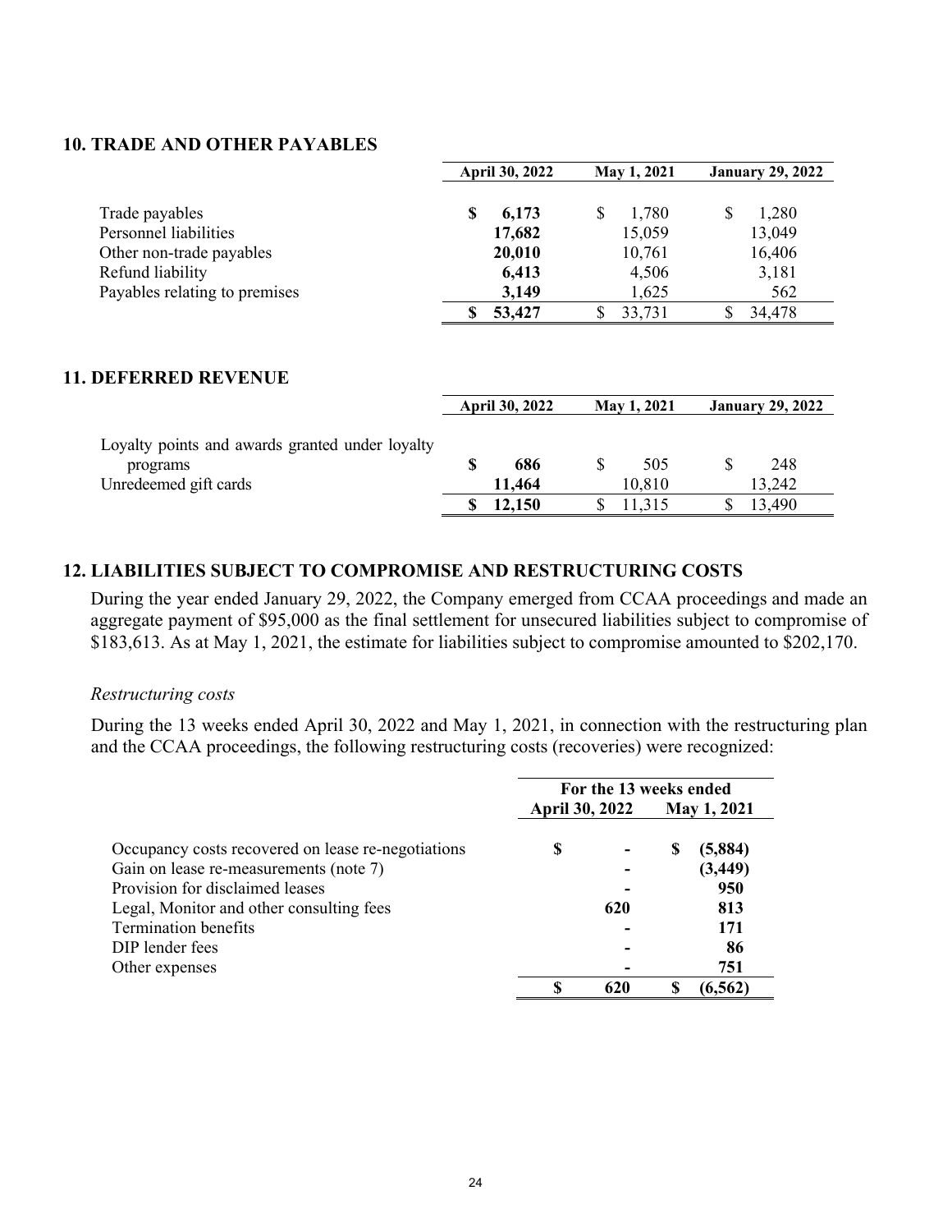## 10. TRADE AND OTHER PAYABLES

| | April 30, 2022 | May 1, 2021 | January 29, 2022 |
|---|---|---|---|
| Trade payables | **$ 6,173** | $ 1,780 | $ 1,280 |
| Personnel liabilities | **17,682** | 15,059 | 13,049 |
| Other non-trade payables | **20,010** | 10,761 | 16,406 |
| Refund liability | **6,413** | 4,506 | 3,181 |
| Payables relating to premises | **3,149** | 1,625 | 562 |
| | **$ 53,427** | $ 33,731 | $ 34,478 |

## 11. DEFERRED REVENUE

| | April 30, 2022 | May 1, 2021 | January 29, 2022 |
|---|---|---|---|
| Loyalty points and awards granted under loyalty programs | **$ 686** | $ 505 | $ 248 |
| Unredeemed gift cards | **11,464** | 10,810 | 13,242 |
| | **$ 12,150** | $ 11,315 | $ 13,490 |

## 12. LIABILITIES SUBJECT TO COMPROMISE AND RESTRUCTURING COSTS

During the year ended January 29, 2022, the Company emerged from CCAA proceedings and made an aggregate payment of $95,000 as the final settlement for unsecured liabilities subject to compromise of $183,613. As at May 1, 2021, the estimate for liabilities subject to compromise amounted to $202,170.

*Restructuring costs*

During the 13 weeks ended April 30, 2022 and May 1, 2021, in connection with the restructuring plan and the CCAA proceedings, the following restructuring costs (recoveries) were recognized:

| | For the 13 weeks ended | |
|---|---|---|
| | April 30, 2022 | May 1, 2021 |
| Occupancy costs recovered on lease re-negotiations | **$ -** | **$ (5,884)** |
| Gain on lease re-measurements (note 7) | **-** | **(3,449)** |
| Provision for disclaimed leases | **-** | **950** |
| Legal, Monitor and other consulting fees | **620** | **813** |
| Termination benefits | **-** | **171** |
| DIP lender fees | **-** | **86** |
| Other expenses | **-** | **751** |
| | **$ 620** | **$ (6,562)** |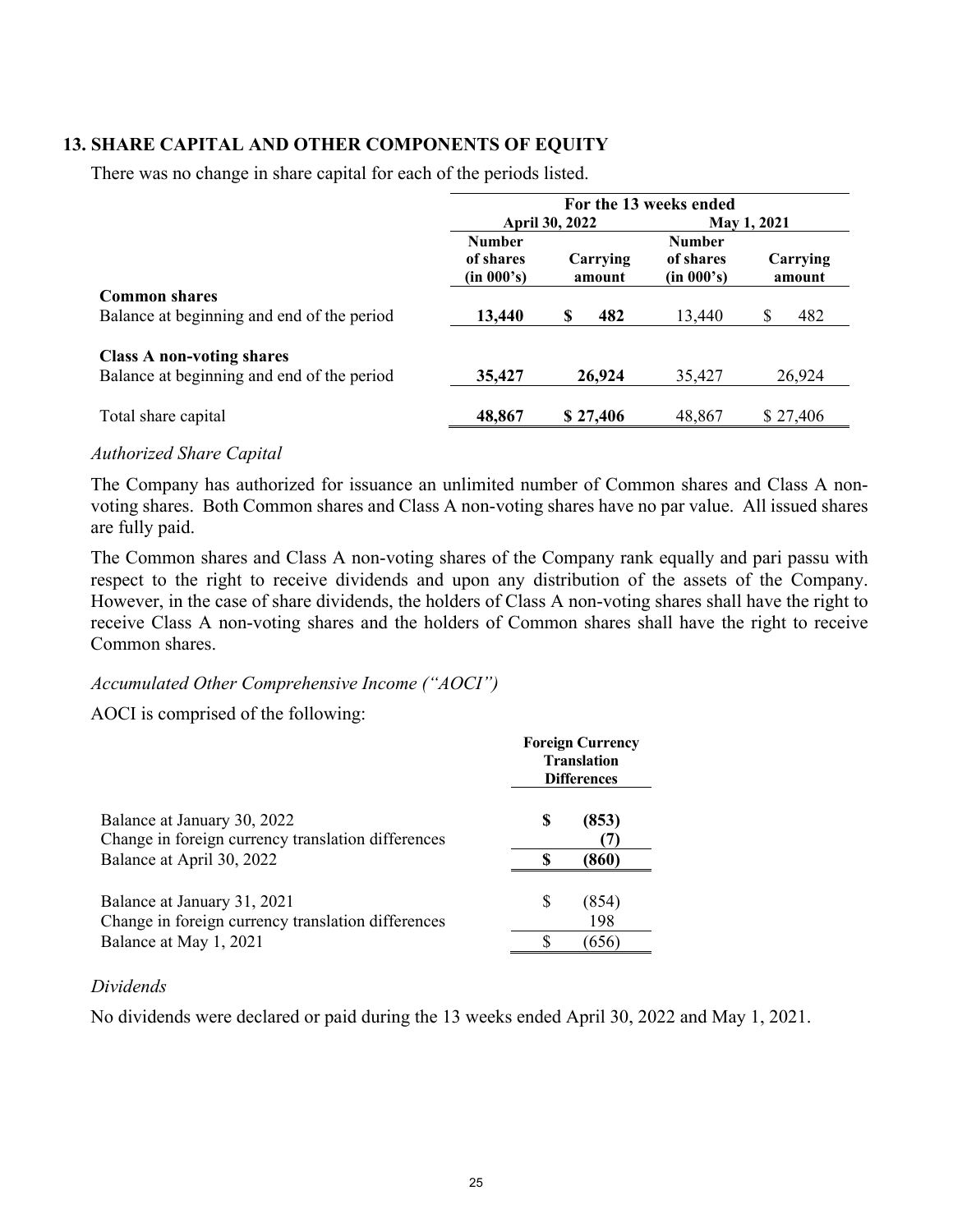## 13. SHARE CAPITAL AND OTHER COMPONENTS OF EQUITY

There was no change in share capital for each of the periods listed.

| | For the 13 weeks ended | | | |
|---|---|---|---|---|
| | April 30, 2022 | | May 1, 2021 | |
| | Number of shares (in 000's) | Carrying amount | Number of shares (in 000's) | Carrying amount |
| **Common shares** | | | | |
| Balance at beginning and end of the period | **13,440** | **$ 482** | 13,440 | $ 482 |
| **Class A non-voting shares** | | | | |
| Balance at beginning and end of the period | **35,427** | **26,924** | 35,427 | 26,924 |
| Total share capital | **48,867** | **$ 27,406** | 48,867 | $ 27,406 |

*Authorized Share Capital*

The Company has authorized for issuance an unlimited number of Common shares and Class A non-voting shares. Both Common shares and Class A non-voting shares have no par value. All issued shares are fully paid.

The Common shares and Class A non-voting shares of the Company rank equally and pari passu with respect to the right to receive dividends and upon any distribution of the assets of the Company. However, in the case of share dividends, the holders of Class A non-voting shares shall have the right to receive Class A non-voting shares and the holders of Common shares shall have the right to receive Common shares.

*Accumulated Other Comprehensive Income ("AOCI")*

AOCI is comprised of the following:

| | Foreign Currency Translation Differences |
|---|---|
| Balance at January 30, 2022 | **$ (853)** |
| Change in foreign currency translation differences | **(7)** |
| Balance at April 30, 2022 | **$ (860)** |
| | |
| Balance at January 31, 2021 | $ (854) |
| Change in foreign currency translation differences | 198 |
| Balance at May 1, 2021 | $ (656) |

*Dividends*

No dividends were declared or paid during the 13 weeks ended April 30, 2022 and May 1, 2021.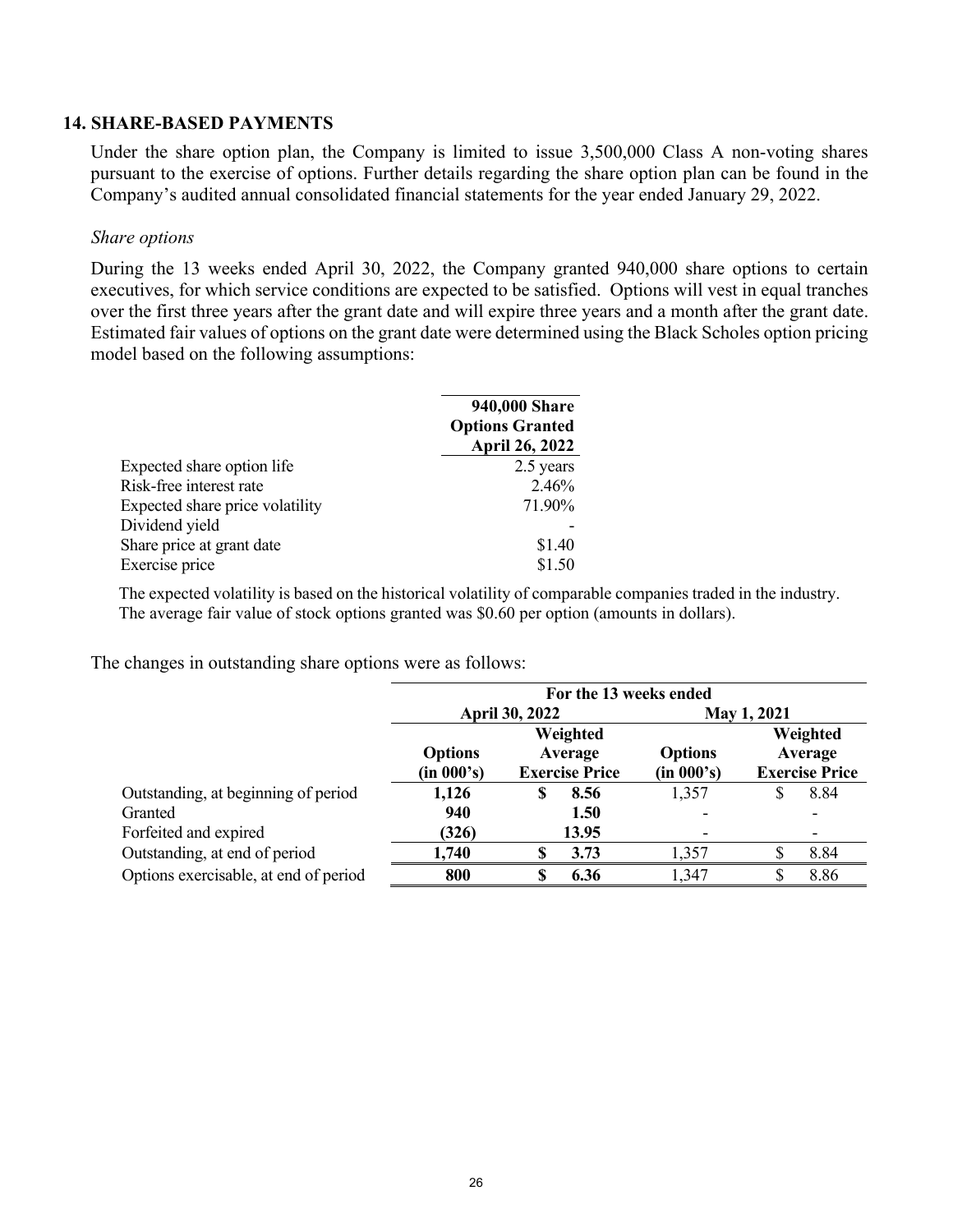## 14. SHARE-BASED PAYMENTS

Under the share option plan, the Company is limited to issue 3,500,000 Class A non-voting shares pursuant to the exercise of options. Further details regarding the share option plan can be found in the Company's audited annual consolidated financial statements for the year ended January 29, 2022.

*Share options*

During the 13 weeks ended April 30, 2022, the Company granted 940,000 share options to certain executives, for which service conditions are expected to be satisfied. Options will vest in equal tranches over the first three years after the grant date and will expire three years and a month after the grant date. Estimated fair values of options on the grant date were determined using the Black Scholes option pricing model based on the following assumptions:

| | 940,000 Share Options Granted April 26, 2022 |
|---|---|
| Expected share option life | 2.5 years |
| Risk-free interest rate | 2.46% |
| Expected share price volatility | 71.90% |
| Dividend yield | - |
| Share price at grant date | $1.40 |
| Exercise price | $1.50 |

The expected volatility is based on the historical volatility of comparable companies traded in the industry. The average fair value of stock options granted was $0.60 per option (amounts in dollars).

The changes in outstanding share options were as follows:

| | For the 13 weeks ended | | | |
|---|---|---|---|---|
| | April 30, 2022 | | May 1, 2021 | |
| | **Options (in 000's)** | **Weighted Average Exercise Price** | **Options (in 000's)** | **Weighted Average Exercise Price** |
| Outstanding, at beginning of period | **1,126** | **$ 8.56** | 1,357 | $ 8.84 |
| Granted | **940** | **1.50** | - | - |
| Forfeited and expired | **(326)** | **13.95** | - | - |
| Outstanding, at end of period | **1,740** | **$ 3.73** | 1,357 | $ 8.84 |
| Options exercisable, at end of period | **800** | **$ 6.36** | 1,347 | $ 8.86 |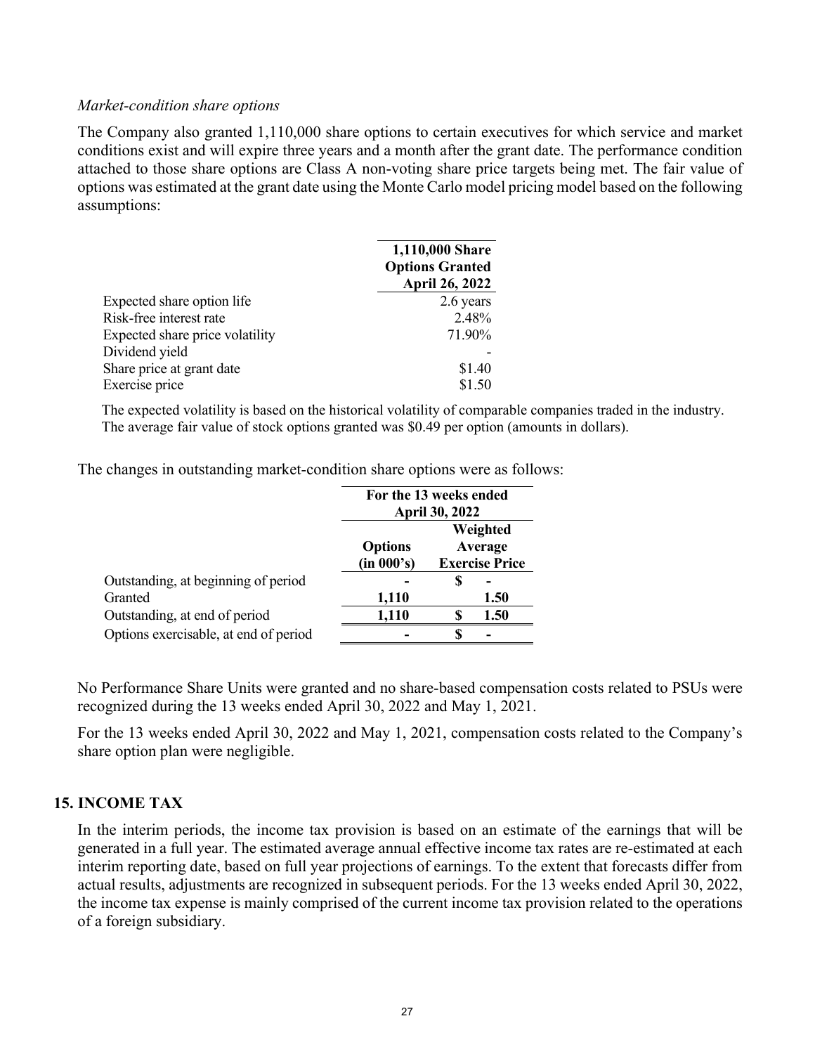*Market-condition share options*

The Company also granted 1,110,000 share options to certain executives for which service and market conditions exist and will expire three years and a month after the grant date. The performance condition attached to those share options are Class A non-voting share price targets being met. The fair value of options was estimated at the grant date using the Monte Carlo model pricing model based on the following assumptions:

| | 1,110,000 Share Options Granted April 26, 2022 |
|---|---|
| Expected share option life | 2.6 years |
| Risk-free interest rate | 2.48% |
| Expected share price volatility | 71.90% |
| Dividend yield | - |
| Share price at grant date | $1.40 |
| Exercise price | $1.50 |

The expected volatility is based on the historical volatility of comparable companies traded in the industry. The average fair value of stock options granted was $0.49 per option (amounts in dollars).

The changes in outstanding market-condition share options were as follows:

| | For the 13 weeks ended April 30, 2022 | |
|---|---|---|
| | Options (in 000's) | Weighted Average Exercise Price |
| Outstanding, at beginning of period | - | $ - |
| Granted | 1,110 | 1.50 |
| Outstanding, at end of period | 1,110 | $ 1.50 |
| Options exercisable, at end of period | - | $ - |

No Performance Share Units were granted and no share-based compensation costs related to PSUs were recognized during the 13 weeks ended April 30, 2022 and May 1, 2021.

For the 13 weeks ended April 30, 2022 and May 1, 2021, compensation costs related to the Company's share option plan were negligible.

## 15. INCOME TAX

In the interim periods, the income tax provision is based on an estimate of the earnings that will be generated in a full year. The estimated average annual effective income tax rates are re-estimated at each interim reporting date, based on full year projections of earnings. To the extent that forecasts differ from actual results, adjustments are recognized in subsequent periods. For the 13 weeks ended April 30, 2022, the income tax expense is mainly comprised of the current income tax provision related to the operations of a foreign subsidiary.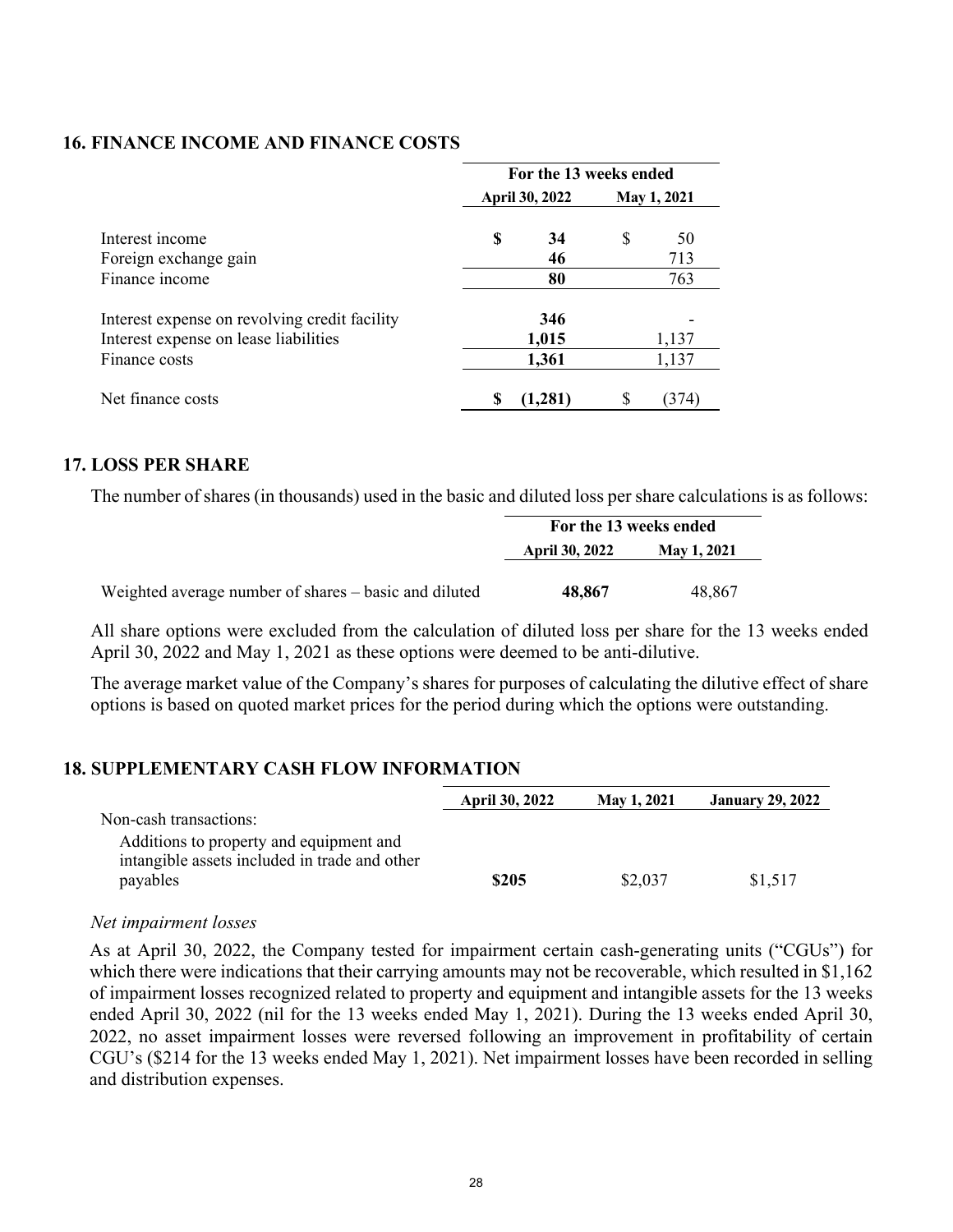## 16. FINANCE INCOME AND FINANCE COSTS

| | For the 13 weeks ended | |
|---|---|---|
| | **April 30, 2022** | **May 1, 2021** |
| Interest income | **$ 34** | $ 50 |
| Foreign exchange gain | **46** | 713 |
| Finance income | **80** | 763 |
| Interest expense on revolving credit facility | **346** | - |
| Interest expense on lease liabilities | **1,015** | 1,137 |
| Finance costs | **1,361** | 1,137 |
| Net finance costs | **$ (1,281)** | $ (374) |

## 17. LOSS PER SHARE

The number of shares (in thousands) used in the basic and diluted loss per share calculations is as follows:

| | For the 13 weeks ended | |
|---|---|---|
| | **April 30, 2022** | **May 1, 2021** |
| Weighted average number of shares – basic and diluted | **48,867** | 48,867 |

All share options were excluded from the calculation of diluted loss per share for the 13 weeks ended April 30, 2022 and May 1, 2021 as these options were deemed to be anti-dilutive.

The average market value of the Company's shares for purposes of calculating the dilutive effect of share options is based on quoted market prices for the period during which the options were outstanding.

## 18. SUPPLEMENTARY CASH FLOW INFORMATION

| | **April 30, 2022** | **May 1, 2021** | **January 29, 2022** |
|---|---|---|---|
| Non-cash transactions: | | | |
| Additions to property and equipment and intangible assets included in trade and other payables | **$205** | $2,037 | $1,517 |

*Net impairment losses*

As at April 30, 2022, the Company tested for impairment certain cash-generating units ("CGUs") for which there were indications that their carrying amounts may not be recoverable, which resulted in $1,162 of impairment losses recognized related to property and equipment and intangible assets for the 13 weeks ended April 30, 2022 (nil for the 13 weeks ended May 1, 2021). During the 13 weeks ended April 30, 2022, no asset impairment losses were reversed following an improvement in profitability of certain CGU's ($214 for the 13 weeks ended May 1, 2021). Net impairment losses have been recorded in selling and distribution expenses.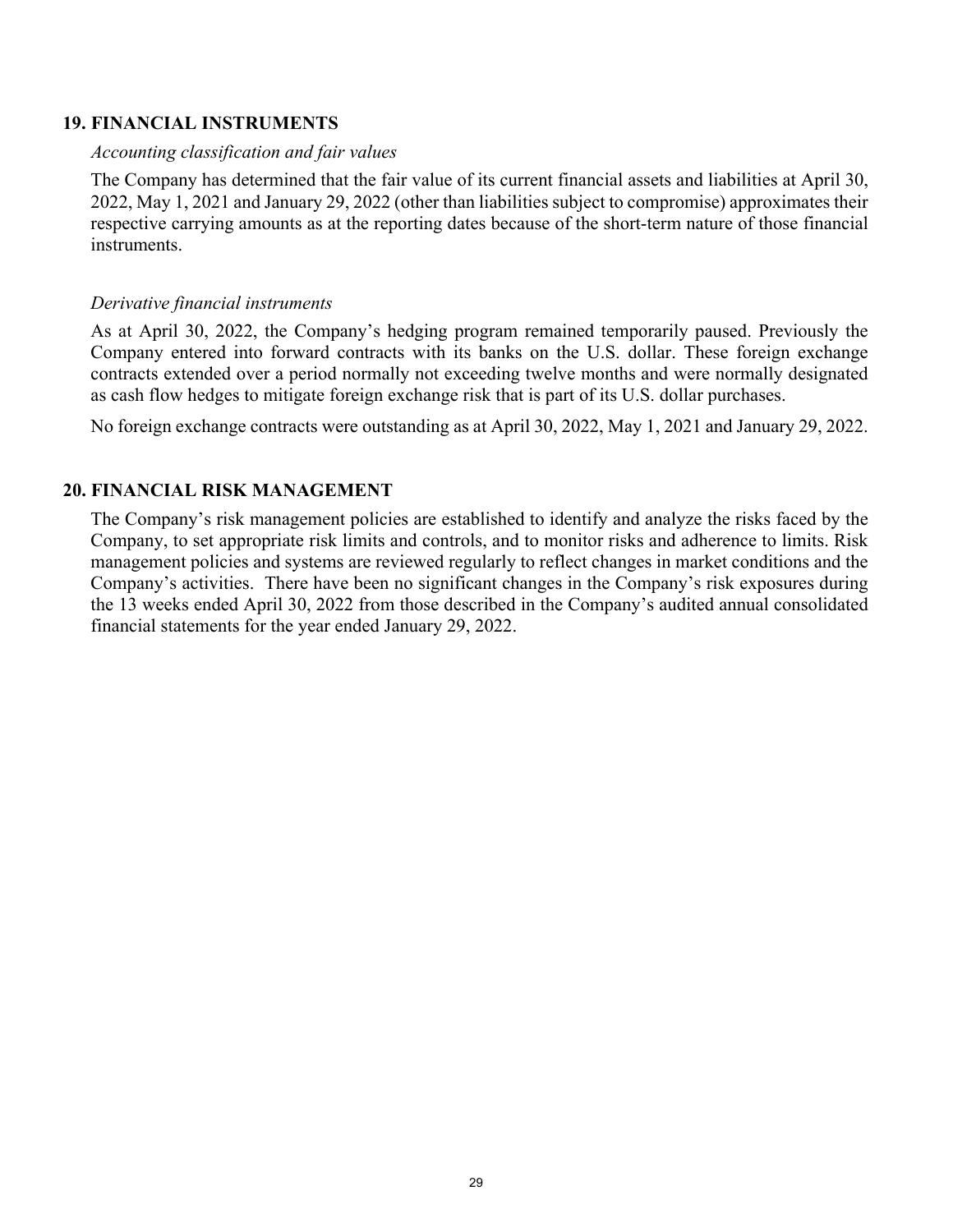## 19. FINANCIAL INSTRUMENTS

*Accounting classification and fair values*

The Company has determined that the fair value of its current financial assets and liabilities at April 30, 2022, May 1, 2021 and January 29, 2022 (other than liabilities subject to compromise) approximates their respective carrying amounts as at the reporting dates because of the short-term nature of those financial instruments.

*Derivative financial instruments*

As at April 30, 2022, the Company's hedging program remained temporarily paused. Previously the Company entered into forward contracts with its banks on the U.S. dollar. These foreign exchange contracts extended over a period normally not exceeding twelve months and were normally designated as cash flow hedges to mitigate foreign exchange risk that is part of its U.S. dollar purchases.

No foreign exchange contracts were outstanding as at April 30, 2022, May 1, 2021 and January 29, 2022.

## 20. FINANCIAL RISK MANAGEMENT

The Company's risk management policies are established to identify and analyze the risks faced by the Company, to set appropriate risk limits and controls, and to monitor risks and adherence to limits. Risk management policies and systems are reviewed regularly to reflect changes in market conditions and the Company's activities. There have been no significant changes in the Company's risk exposures during the 13 weeks ended April 30, 2022 from those described in the Company's audited annual consolidated financial statements for the year ended January 29, 2022.